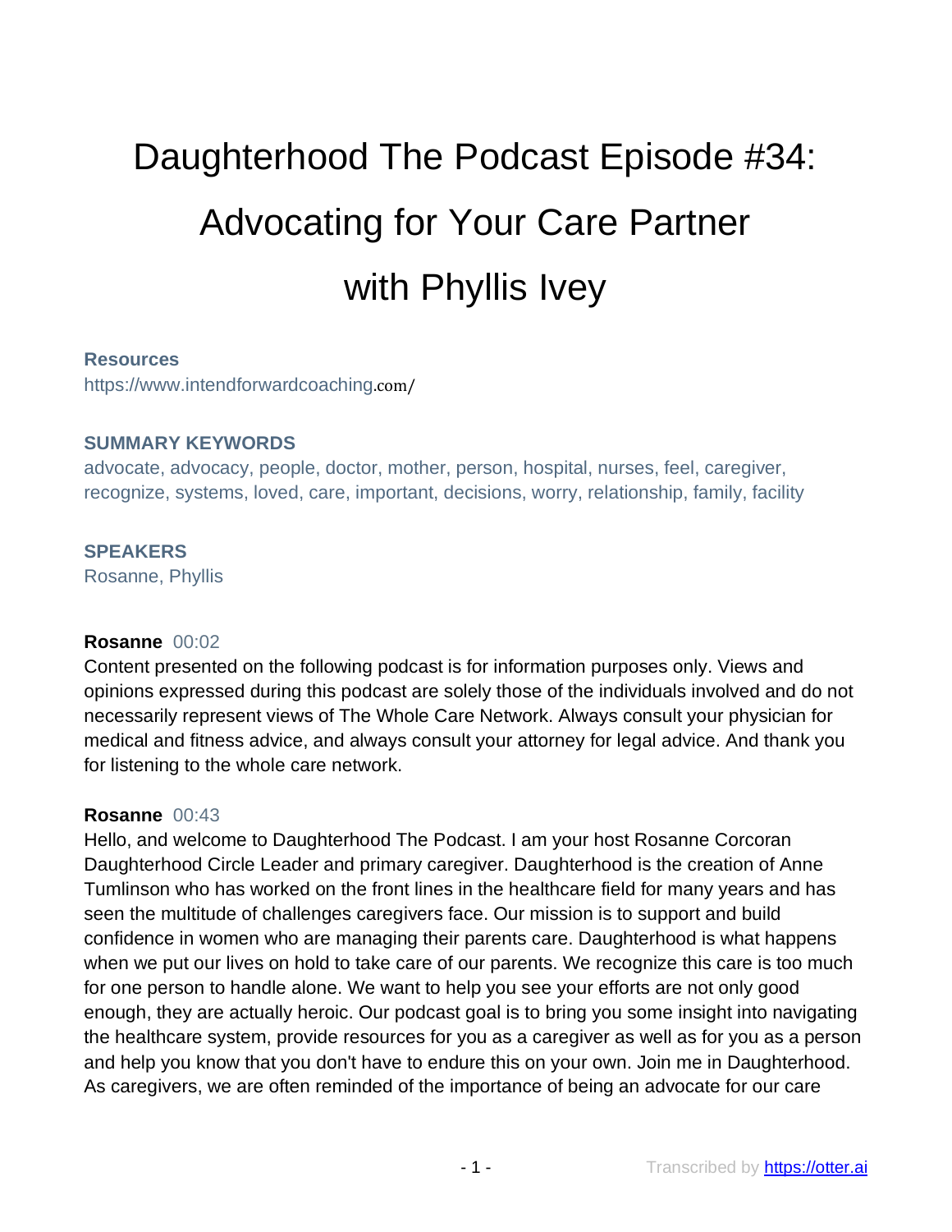# Daughterhood The Podcast Episode #34: Advocating for Your Care Partner with Phyllis Ivey

**Resources**
https://www.intendforwardcoaching.com/

**SUMMARY KEYWORDS**
advocate, advocacy, people, doctor, mother, person, hospital, nurses, feel, caregiver, recognize, systems, loved, care, important, decisions, worry, relationship, family, facility

**SPEAKERS**
Rosanne, Phyllis

**Rosanne** 00:02
Content presented on the following podcast is for information purposes only. Views and opinions expressed during this podcast are solely those of the individuals involved and do not necessarily represent views of The Whole Care Network. Always consult your physician for medical and fitness advice, and always consult your attorney for legal advice. And thank you for listening to the whole care network.

**Rosanne** 00:43
Hello, and welcome to Daughterhood The Podcast. I am your host Rosanne Corcoran Daughterhood Circle Leader and primary caregiver. Daughterhood is the creation of Anne Tumlinson who has worked on the front lines in the healthcare field for many years and has seen the multitude of challenges caregivers face. Our mission is to support and build confidence in women who are managing their parents care. Daughterhood is what happens when we put our lives on hold to take care of our parents. We recognize this care is too much for one person to handle alone. We want to help you see your efforts are not only good enough, they are actually heroic. Our podcast goal is to bring you some insight into navigating the healthcare system, provide resources for you as a caregiver as well as for you as a person and help you know that you don't have to endure this on your own. Join me in Daughterhood. As caregivers, we are often reminded of the importance of being an advocate for our care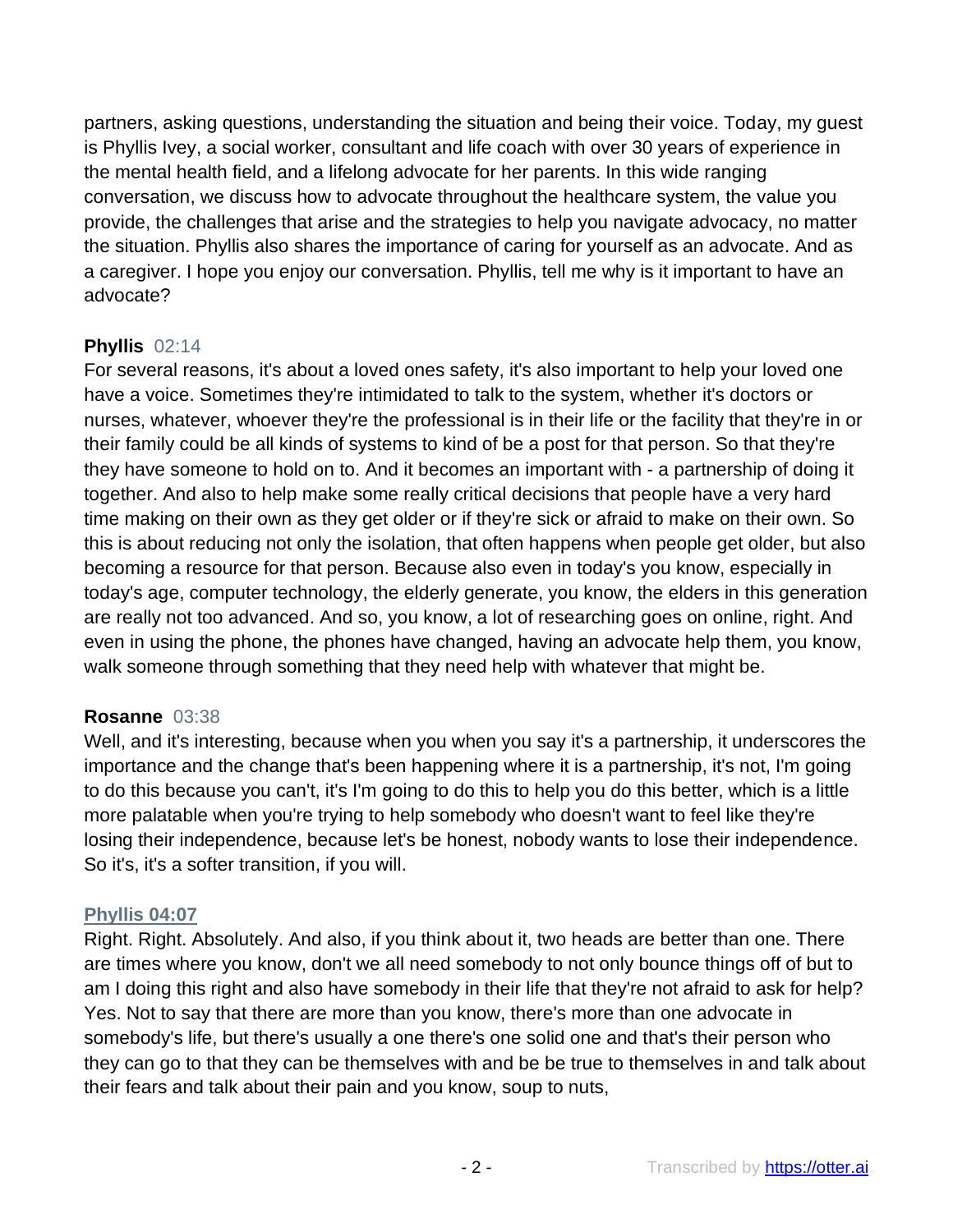partners, asking questions, understanding the situation and being their voice. Today, my guest is Phyllis Ivey, a social worker, consultant and life coach with over 30 years of experience in the mental health field, and a lifelong advocate for her parents. In this wide ranging conversation, we discuss how to advocate throughout the healthcare system, the value you provide, the challenges that arise and the strategies to help you navigate advocacy, no matter the situation. Phyllis also shares the importance of caring for yourself as an advocate. And as a caregiver. I hope you enjoy our conversation. Phyllis, tell me why is it important to have an advocate?

**Phyllis** 02:14
For several reasons, it's about a loved ones safety, it's also important to help your loved one have a voice. Sometimes they're intimidated to talk to the system, whether it's doctors or nurses, whatever, whoever they're the professional is in their life or the facility that they're in or their family could be all kinds of systems to kind of be a post for that person. So that they're they have someone to hold on to. And it becomes an important with - a partnership of doing it together. And also to help make some really critical decisions that people have a very hard time making on their own as they get older or if they're sick or afraid to make on their own. So this is about reducing not only the isolation, that often happens when people get older, but also becoming a resource for that person. Because also even in today's you know, especially in today's age, computer technology, the elderly generate, you know, the elders in this generation are really not too advanced. And so, you know, a lot of researching goes on online, right. And even in using the phone, the phones have changed, having an advocate help them, you know, walk someone through something that they need help with whatever that might be.

**Rosanne** 03:38
Well, and it's interesting, because when you when you say it's a partnership, it underscores the importance and the change that's been happening where it is a partnership, it's not, I'm going to do this because you can't, it's I'm going to do this to help you do this better, which is a little more palatable when you're trying to help somebody who doesn't want to feel like they're losing their independence, because let's be honest, nobody wants to lose their independence. So it's, it's a softer transition, if you will.

**Phyllis 04:07**
Right. Right. Absolutely. And also, if you think about it, two heads are better than one. There are times where you know, don't we all need somebody to not only bounce things off of but to am I doing this right and also have somebody in their life that they're not afraid to ask for help? Yes. Not to say that there are more than you know, there's more than one advocate in somebody's life, but there's usually a one there's one solid one and that's their person who they can go to that they can be themselves with and be be true to themselves in and talk about their fears and talk about their pain and you know, soup to nuts,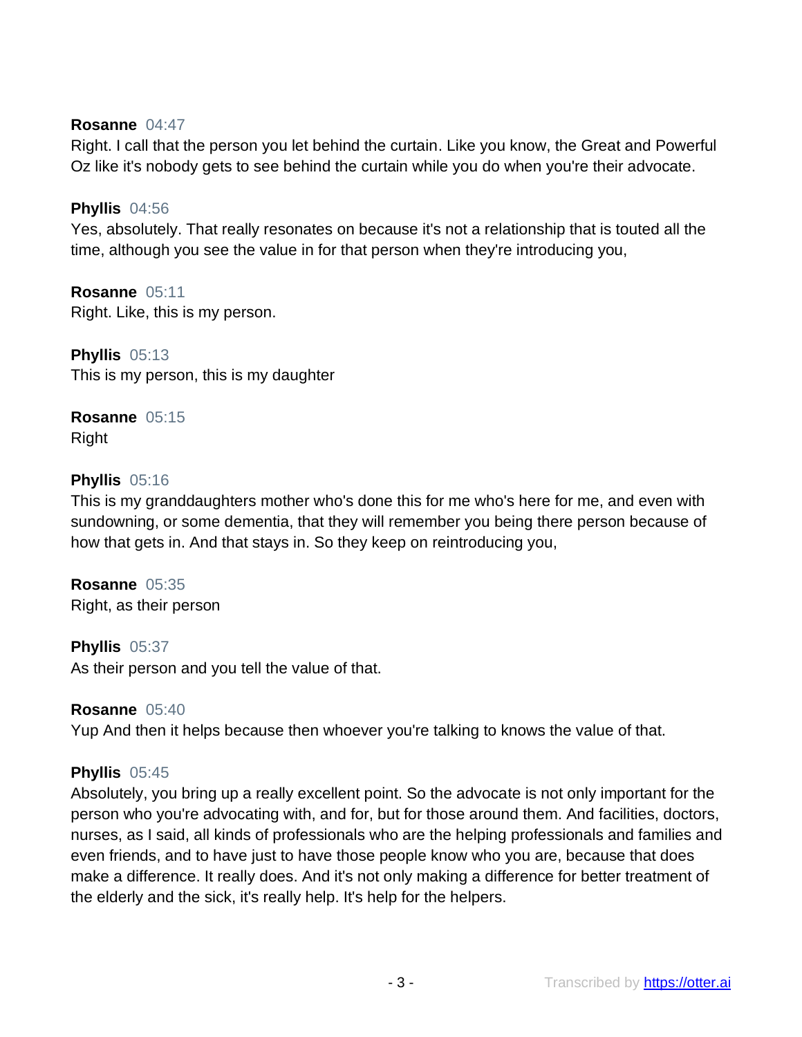**Rosanne** 04:47
Right. I call that the person you let behind the curtain. Like you know, the Great and Powerful Oz like it's nobody gets to see behind the curtain while you do when you're their advocate.

**Phyllis** 04:56
Yes, absolutely. That really resonates on because it's not a relationship that is touted all the time, although you see the value in for that person when they're introducing you,

**Rosanne** 05:11
Right. Like, this is my person.

**Phyllis** 05:13
This is my person, this is my daughter

**Rosanne** 05:15
Right

**Phyllis** 05:16
This is my granddaughters mother who's done this for me who's here for me, and even with sundowning, or some dementia, that they will remember you being there person because of how that gets in. And that stays in. So they keep on reintroducing you,

**Rosanne** 05:35
Right, as their person

**Phyllis** 05:37
As their person and you tell the value of that.

**Rosanne** 05:40
Yup And then it helps because then whoever you're talking to knows the value of that.

**Phyllis** 05:45
Absolutely, you bring up a really excellent point. So the advocate is not only important for the person who you're advocating with, and for, but for those around them. And facilities, doctors, nurses, as I said, all kinds of professionals who are the helping professionals and families and even friends, and to have just to have those people know who you are, because that does make a difference. It really does. And it's not only making a difference for better treatment of the elderly and the sick, it's really help. It's help for the helpers.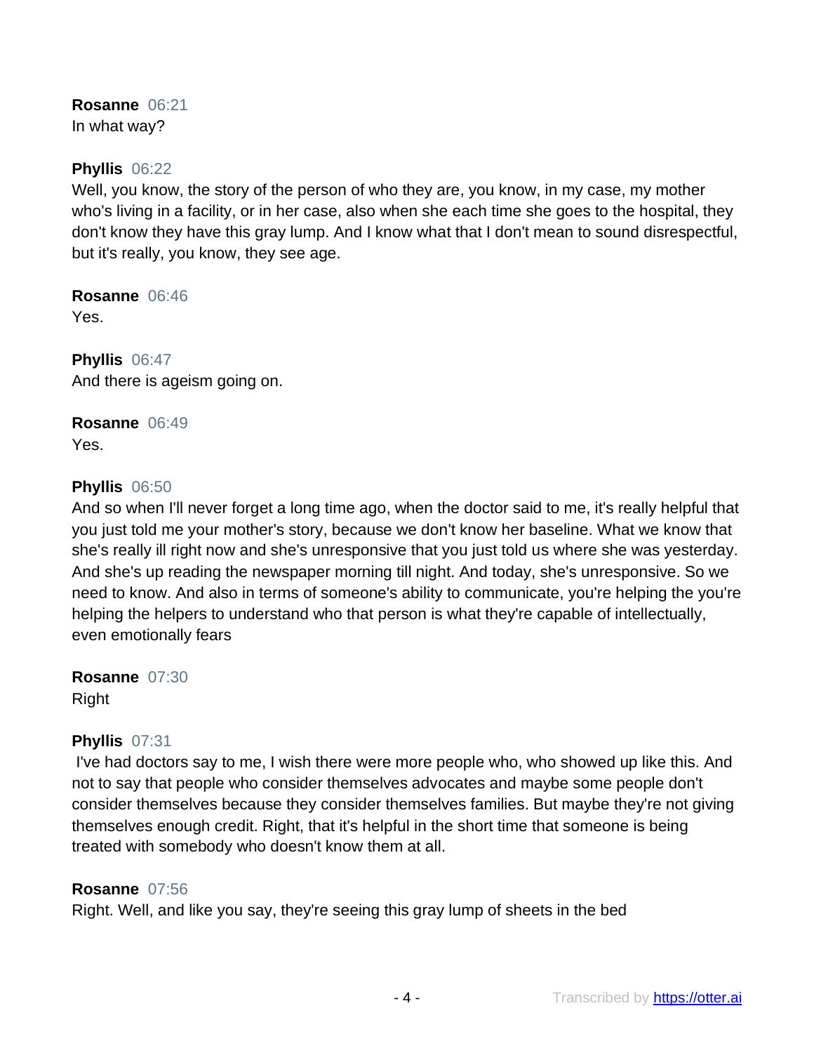**Rosanne** 06:21
In what way?

**Phyllis** 06:22
Well, you know, the story of the person of who they are, you know, in my case, my mother who's living in a facility, or in her case, also when she each time she goes to the hospital, they don't know they have this gray lump. And I know what that I don't mean to sound disrespectful, but it's really, you know, they see age.

**Rosanne** 06:46
Yes.

**Phyllis** 06:47
And there is ageism going on.

**Rosanne** 06:49
Yes.

**Phyllis** 06:50
And so when I'll never forget a long time ago, when the doctor said to me, it's really helpful that you just told me your mother's story, because we don't know her baseline. What we know that she's really ill right now and she's unresponsive that you just told us where she was yesterday. And she's up reading the newspaper morning till night. And today, she's unresponsive. So we need to know. And also in terms of someone's ability to communicate, you're helping the you're helping the helpers to understand who that person is what they're capable of intellectually, even emotionally fears

**Rosanne** 07:30
Right

**Phyllis** 07:31
I've had doctors say to me, I wish there were more people who, who showed up like this. And not to say that people who consider themselves advocates and maybe some people don't consider themselves because they consider themselves families. But maybe they're not giving themselves enough credit. Right, that it's helpful in the short time that someone is being treated with somebody who doesn't know them at all.

**Rosanne** 07:56
Right. Well, and like you say, they're seeing this gray lump of sheets in the bed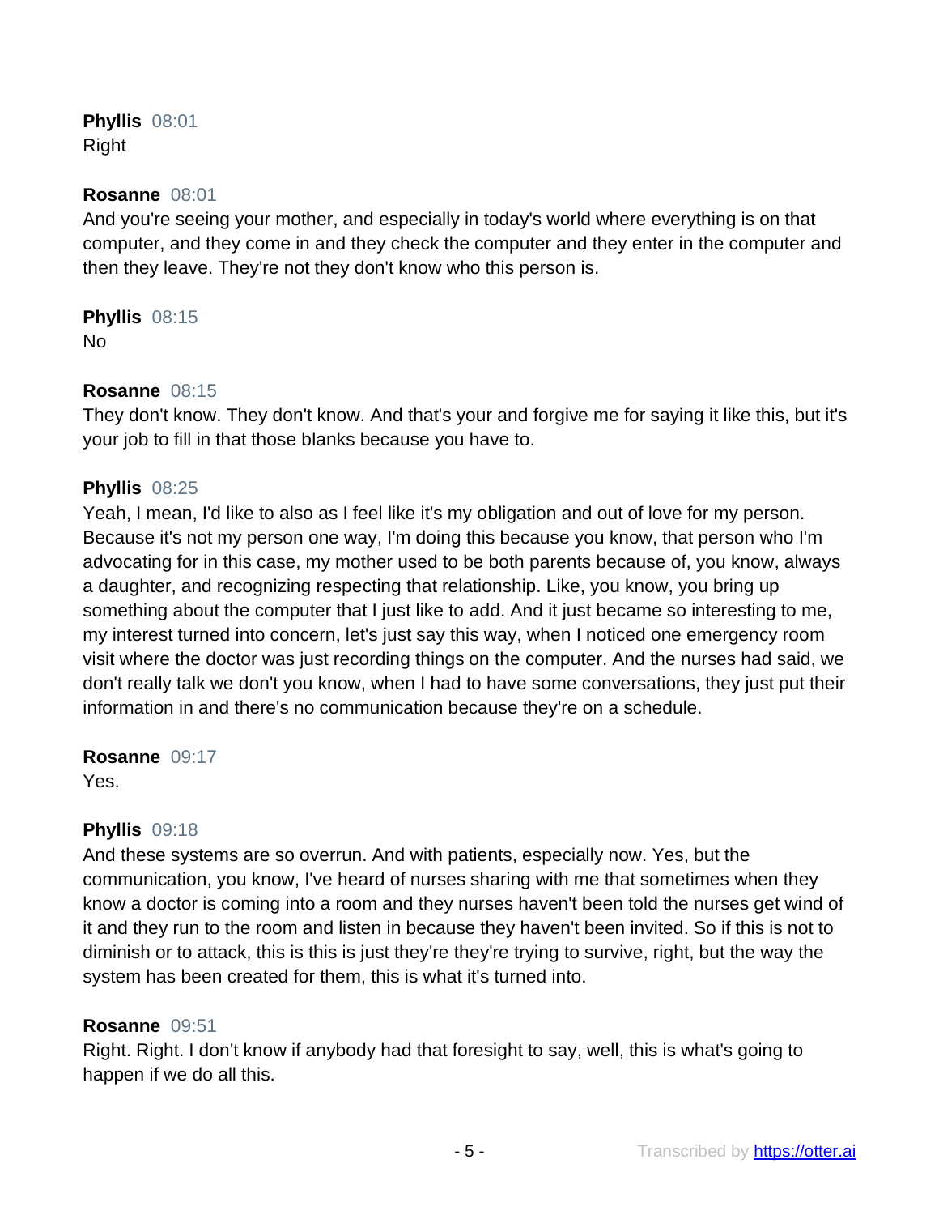**Phyllis** 08:01
Right

**Rosanne** 08:01
And you're seeing your mother, and especially in today's world where everything is on that computer, and they come in and they check the computer and they enter in the computer and then they leave. They're not they don't know who this person is.

**Phyllis** 08:15
No

**Rosanne** 08:15
They don't know. They don't know. And that's your and forgive me for saying it like this, but it's your job to fill in that those blanks because you have to.

**Phyllis** 08:25
Yeah, I mean, I'd like to also as I feel like it's my obligation and out of love for my person. Because it's not my person one way, I'm doing this because you know, that person who I'm advocating for in this case, my mother used to be both parents because of, you know, always a daughter, and recognizing respecting that relationship. Like, you know, you bring up something about the computer that I just like to add. And it just became so interesting to me, my interest turned into concern, let's just say this way, when I noticed one emergency room visit where the doctor was just recording things on the computer. And the nurses had said, we don't really talk we don't you know, when I had to have some conversations, they just put their information in and there's no communication because they're on a schedule.

**Rosanne** 09:17
Yes.

**Phyllis** 09:18
And these systems are so overrun. And with patients, especially now. Yes, but the communication, you know, I've heard of nurses sharing with me that sometimes when they know a doctor is coming into a room and they nurses haven't been told the nurses get wind of it and they run to the room and listen in because they haven't been invited. So if this is not to diminish or to attack, this is this is just they're they're trying to survive, right, but the way the system has been created for them, this is what it's turned into.

**Rosanne** 09:51
Right. Right. I don't know if anybody had that foresight to say, well, this is what's going to happen if we do all this.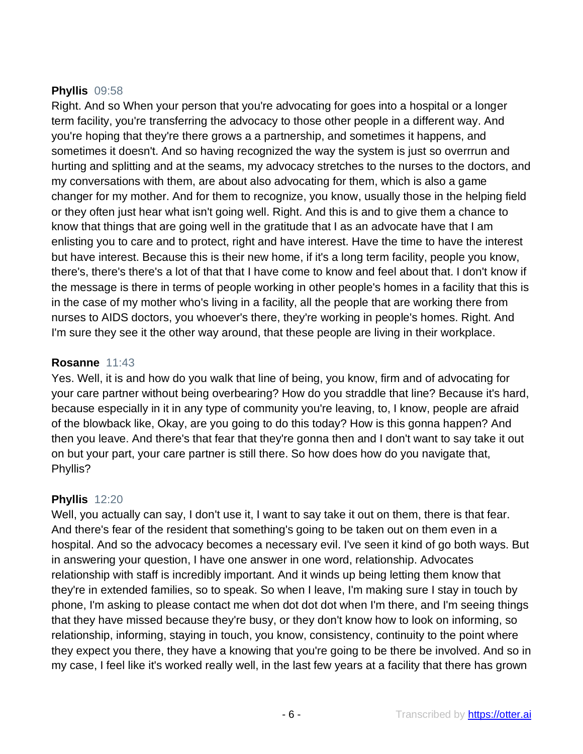**Phyllis** 09:58

Right. And so When your person that you're advocating for goes into a hospital or a longer term facility, you're transferring the advocacy to those other people in a different way. And you're hoping that they're there grows a a partnership, and sometimes it happens, and sometimes it doesn't. And so having recognized the way the system is just so overrrun and hurting and splitting and at the seams, my advocacy stretches to the nurses to the doctors, and my conversations with them, are about also advocating for them, which is also a game changer for my mother. And for them to recognize, you know, usually those in the helping field or they often just hear what isn't going well. Right. And this is and to give them a chance to know that things that are going well in the gratitude that I as an advocate have that I am enlisting you to care and to protect, right and have interest. Have the time to have the interest but have interest. Because this is their new home, if it's a long term facility, people you know, there's, there's there's a lot of that that I have come to know and feel about that. I don't know if the message is there in terms of people working in other people's homes in a facility that this is in the case of my mother who's living in a facility, all the people that are working there from nurses to AIDS doctors, you whoever's there, they're working in people's homes. Right. And I'm sure they see it the other way around, that these people are living in their workplace.

**Rosanne** 11:43

Yes. Well, it is and how do you walk that line of being, you know, firm and of advocating for your care partner without being overbearing? How do you straddle that line? Because it's hard, because especially in it in any type of community you're leaving, to, I know, people are afraid of the blowback like, Okay, are you going to do this today? How is this gonna happen? And then you leave. And there's that fear that they're gonna then and I don't want to say take it out on but your part, your care partner is still there. So how does how do you navigate that, Phyllis?

**Phyllis** 12:20

Well, you actually can say, I don't use it, I want to say take it out on them, there is that fear. And there's fear of the resident that something's going to be taken out on them even in a hospital. And so the advocacy becomes a necessary evil. I've seen it kind of go both ways. But in answering your question, I have one answer in one word, relationship. Advocates relationship with staff is incredibly important. And it winds up being letting them know that they're in extended families, so to speak. So when I leave, I'm making sure I stay in touch by phone, I'm asking to please contact me when dot dot dot when I'm there, and I'm seeing things that they have missed because they're busy, or they don't know how to look on informing, so relationship, informing, staying in touch, you know, consistency, continuity to the point where they expect you there, they have a knowing that you're going to be there be involved. And so in my case, I feel like it's worked really well, in the last few years at a facility that there has grown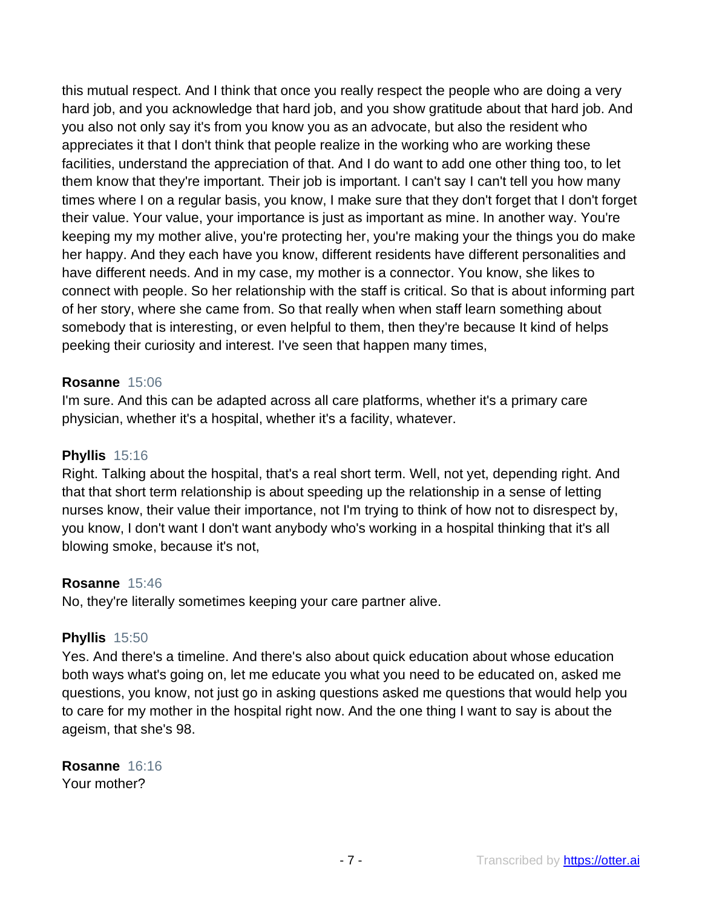this mutual respect. And I think that once you really respect the people who are doing a very hard job, and you acknowledge that hard job, and you show gratitude about that hard job. And you also not only say it's from you know you as an advocate, but also the resident who appreciates it that I don't think that people realize in the working who are working these facilities, understand the appreciation of that. And I do want to add one other thing too, to let them know that they're important. Their job is important. I can't say I can't tell you how many times where I on a regular basis, you know, I make sure that they don't forget that I don't forget their value. Your value, your importance is just as important as mine. In another way. You're keeping my my mother alive, you're protecting her, you're making your the things you do make her happy. And they each have you know, different residents have different personalities and have different needs. And in my case, my mother is a connector. You know, she likes to connect with people. So her relationship with the staff is critical. So that is about informing part of her story, where she came from. So that really when when staff learn something about somebody that is interesting, or even helpful to them, then they're because It kind of helps peeking their curiosity and interest. I've seen that happen many times,

**Rosanne** 15:06
I'm sure. And this can be adapted across all care platforms, whether it's a primary care physician, whether it's a hospital, whether it's a facility, whatever.

**Phyllis** 15:16
Right. Talking about the hospital, that's a real short term. Well, not yet, depending right. And that that short term relationship is about speeding up the relationship in a sense of letting nurses know, their value their importance, not I'm trying to think of how not to disrespect by, you know, I don't want I don't want anybody who's working in a hospital thinking that it's all blowing smoke, because it's not,

**Rosanne** 15:46
No, they're literally sometimes keeping your care partner alive.

**Phyllis** 15:50
Yes. And there's a timeline. And there's also about quick education about whose education both ways what's going on, let me educate you what you need to be educated on, asked me questions, you know, not just go in asking questions asked me questions that would help you to care for my mother in the hospital right now. And the one thing I want to say is about the ageism, that she's 98.

**Rosanne** 16:16
Your mother?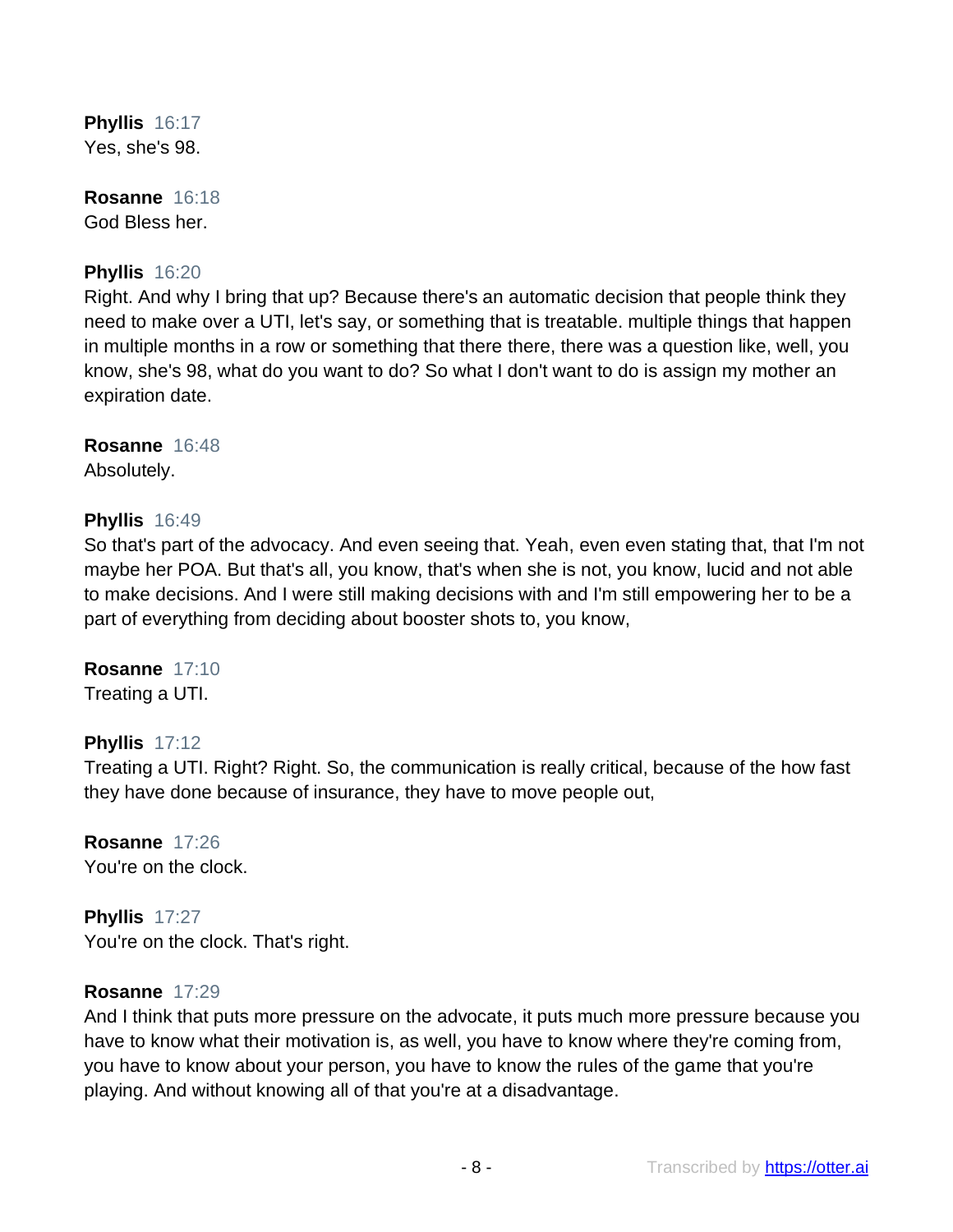**Phyllis** 16:17
Yes, she's 98.

**Rosanne** 16:18
God Bless her.

**Phyllis** 16:20
Right. And why I bring that up? Because there's an automatic decision that people think they need to make over a UTI, let's say, or something that is treatable. multiple things that happen in multiple months in a row or something that there there, there was a question like, well, you know, she's 98, what do you want to do? So what I don't want to do is assign my mother an expiration date.

**Rosanne** 16:48
Absolutely.

**Phyllis** 16:49
So that's part of the advocacy. And even seeing that. Yeah, even even stating that, that I'm not maybe her POA. But that's all, you know, that's when she is not, you know, lucid and not able to make decisions. And I were still making decisions with and I'm still empowering her to be a part of everything from deciding about booster shots to, you know,

**Rosanne** 17:10
Treating a UTI.

**Phyllis** 17:12
Treating a UTI. Right? Right. So, the communication is really critical, because of the how fast they have done because of insurance, they have to move people out,

**Rosanne** 17:26
You're on the clock.

**Phyllis** 17:27
You're on the clock. That's right.

**Rosanne** 17:29
And I think that puts more pressure on the advocate, it puts much more pressure because you have to know what their motivation is, as well, you have to know where they're coming from, you have to know about your person, you have to know the rules of the game that you're playing. And without knowing all of that you're at a disadvantage.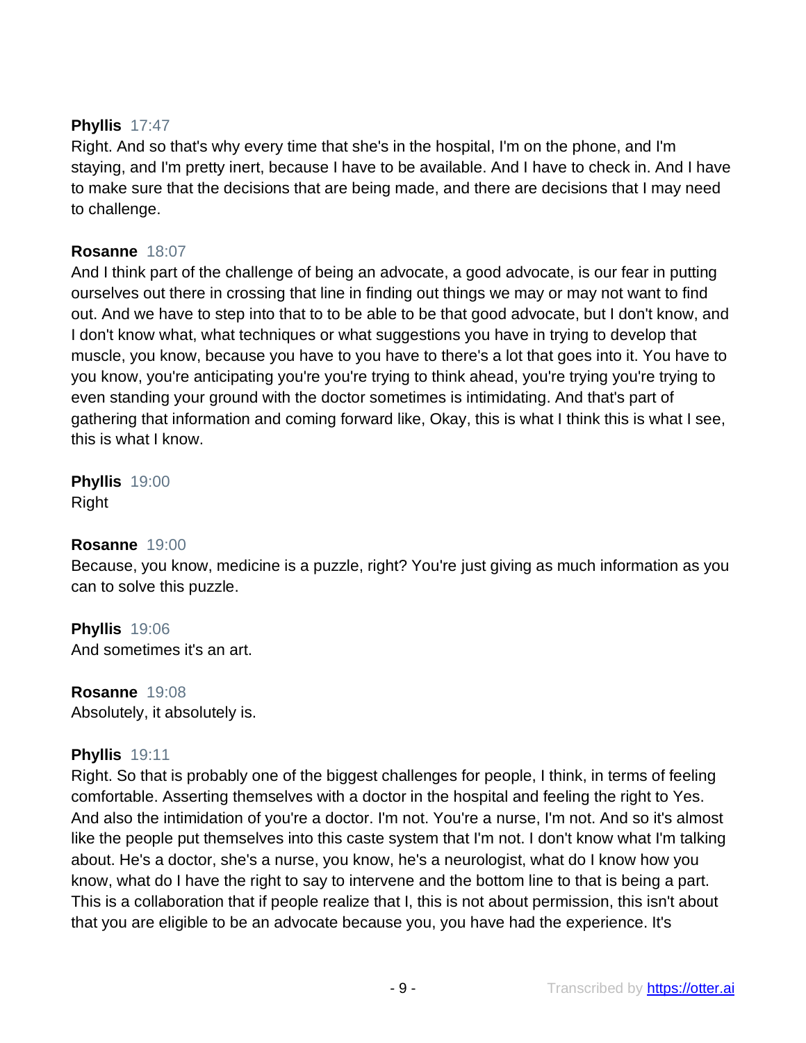**Phyllis** 17:47
Right. And so that's why every time that she's in the hospital, I'm on the phone, and I'm staying, and I'm pretty inert, because I have to be available. And I have to check in. And I have to make sure that the decisions that are being made, and there are decisions that I may need to challenge.

**Rosanne** 18:07
And I think part of the challenge of being an advocate, a good advocate, is our fear in putting ourselves out there in crossing that line in finding out things we may or may not want to find out. And we have to step into that to to be able to be that good advocate, but I don't know, and I don't know what, what techniques or what suggestions you have in trying to develop that muscle, you know, because you have to you have to there's a lot that goes into it. You have to you know, you're anticipating you're you're trying to think ahead, you're trying you're trying to even standing your ground with the doctor sometimes is intimidating. And that's part of gathering that information and coming forward like, Okay, this is what I think this is what I see, this is what I know.

**Phyllis** 19:00
Right

**Rosanne** 19:00
Because, you know, medicine is a puzzle, right? You're just giving as much information as you can to solve this puzzle.

**Phyllis** 19:06
And sometimes it's an art.

**Rosanne** 19:08
Absolutely, it absolutely is.

**Phyllis** 19:11
Right. So that is probably one of the biggest challenges for people, I think, in terms of feeling comfortable. Asserting themselves with a doctor in the hospital and feeling the right to Yes. And also the intimidation of you're a doctor. I'm not. You're a nurse, I'm not. And so it's almost like the people put themselves into this caste system that I'm not. I don't know what I'm talking about. He's a doctor, she's a nurse, you know, he's a neurologist, what do I know how you know, what do I have the right to say to intervene and the bottom line to that is being a part. This is a collaboration that if people realize that I, this is not about permission, this isn't about that you are eligible to be an advocate because you, you have had the experience. It's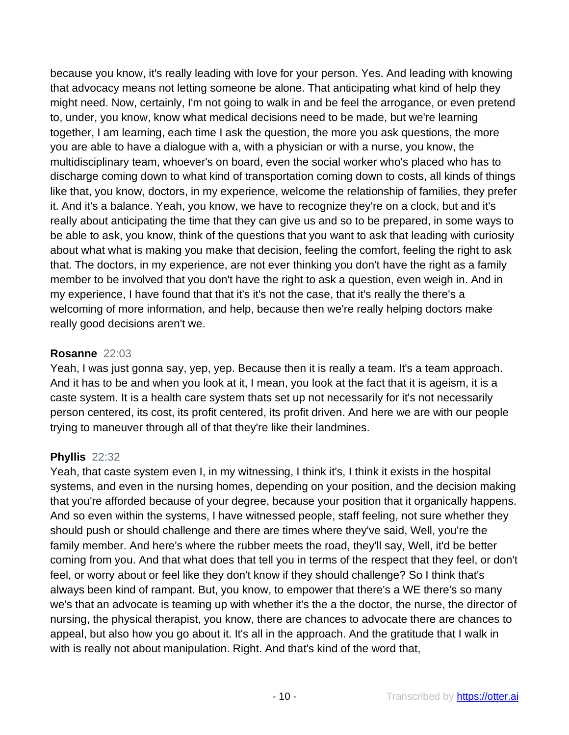because you know, it's really leading with love for your person. Yes. And leading with knowing that advocacy means not letting someone be alone. That anticipating what kind of help they might need. Now, certainly, I'm not going to walk in and be feel the arrogance, or even pretend to, under, you know, know what medical decisions need to be made, but we're learning together, I am learning, each time I ask the question, the more you ask questions, the more you are able to have a dialogue with a, with a physician or with a nurse, you know, the multidisciplinary team, whoever's on board, even the social worker who's placed who has to discharge coming down to what kind of transportation coming down to costs, all kinds of things like that, you know, doctors, in my experience, welcome the relationship of families, they prefer it. And it's a balance. Yeah, you know, we have to recognize they're on a clock, but and it's really about anticipating the time that they can give us and so to be prepared, in some ways to be able to ask, you know, think of the questions that you want to ask that leading with curiosity about what what is making you make that decision, feeling the comfort, feeling the right to ask that. The doctors, in my experience, are not ever thinking you don't have the right as a family member to be involved that you don't have the right to ask a question, even weigh in. And in my experience, I have found that that it's it's not the case, that it's really the there's a welcoming of more information, and help, because then we're really helping doctors make really good decisions aren't we.

**Rosanne** 22:03
Yeah, I was just gonna say, yep, yep. Because then it is really a team. It's a team approach. And it has to be and when you look at it, I mean, you look at the fact that it is ageism, it is a caste system. It is a health care system thats set up not necessarily for it's not necessarily person centered, its cost, its profit centered, its profit driven. And here we are with our people trying to maneuver through all of that they're like their landmines.

**Phyllis** 22:32
Yeah, that caste system even I, in my witnessing, I think it's, I think it exists in the hospital systems, and even in the nursing homes, depending on your position, and the decision making that you're afforded because of your degree, because your position that it organically happens. And so even within the systems, I have witnessed people, staff feeling, not sure whether they should push or should challenge and there are times where they've said, Well, you're the family member. And here's where the rubber meets the road, they'll say, Well, it'd be better coming from you. And that what does that tell you in terms of the respect that they feel, or don't feel, or worry about or feel like they don't know if they should challenge? So I think that's always been kind of rampant. But, you know, to empower that there's a WE there's so many we's that an advocate is teaming up with whether it's the a the doctor, the nurse, the director of nursing, the physical therapist, you know, there are chances to advocate there are chances to appeal, but also how you go about it. It's all in the approach. And the gratitude that I walk in with is really not about manipulation. Right. And that's kind of the word that,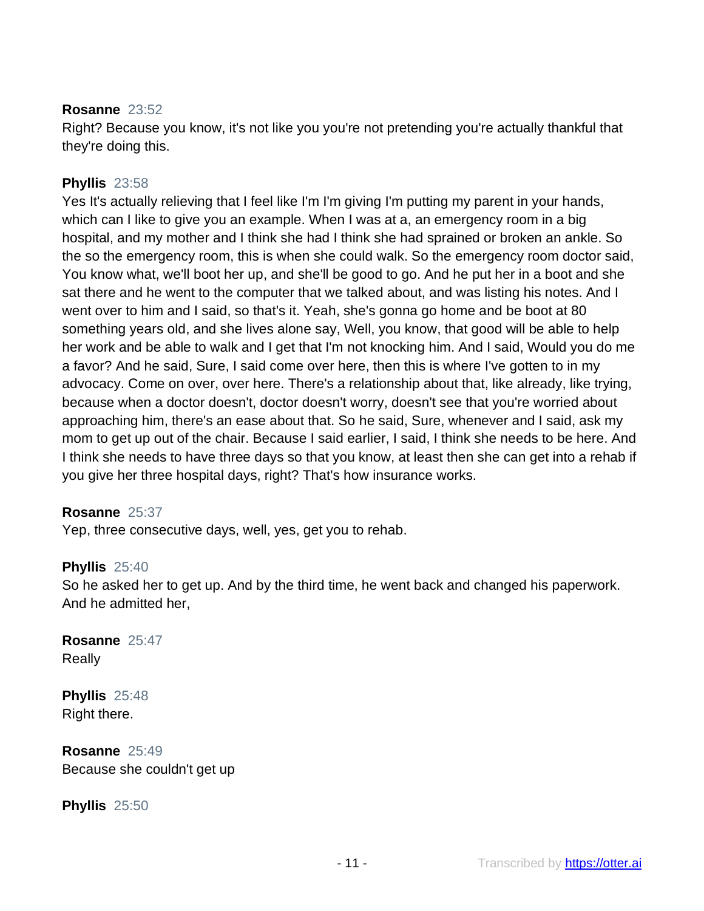**Rosanne** 23:52
Right? Because you know, it's not like you you're not pretending you're actually thankful that they're doing this.

**Phyllis** 23:58
Yes It's actually relieving that I feel like I'm I'm giving I'm putting my parent in your hands, which can I like to give you an example. When I was at a, an emergency room in a big hospital, and my mother and I think she had I think she had sprained or broken an ankle. So the so the emergency room, this is when she could walk. So the emergency room doctor said, You know what, we'll boot her up, and she'll be good to go. And he put her in a boot and she sat there and he went to the computer that we talked about, and was listing his notes. And I went over to him and I said, so that's it. Yeah, she's gonna go home and be boot at 80 something years old, and she lives alone say, Well, you know, that good will be able to help her work and be able to walk and I get that I'm not knocking him. And I said, Would you do me a favor? And he said, Sure, I said come over here, then this is where I've gotten to in my advocacy. Come on over, over here. There's a relationship about that, like already, like trying, because when a doctor doesn't, doctor doesn't worry, doesn't see that you're worried about approaching him, there's an ease about that. So he said, Sure, whenever and I said, ask my mom to get up out of the chair. Because I said earlier, I said, I think she needs to be here. And I think she needs to have three days so that you know, at least then she can get into a rehab if you give her three hospital days, right? That's how insurance works.

**Rosanne** 25:37
Yep, three consecutive days, well, yes, get you to rehab.

**Phyllis** 25:40
So he asked her to get up. And by the third time, he went back and changed his paperwork. And he admitted her,

**Rosanne** 25:47
Really

**Phyllis** 25:48
Right there.

**Rosanne** 25:49
Because she couldn't get up

**Phyllis** 25:50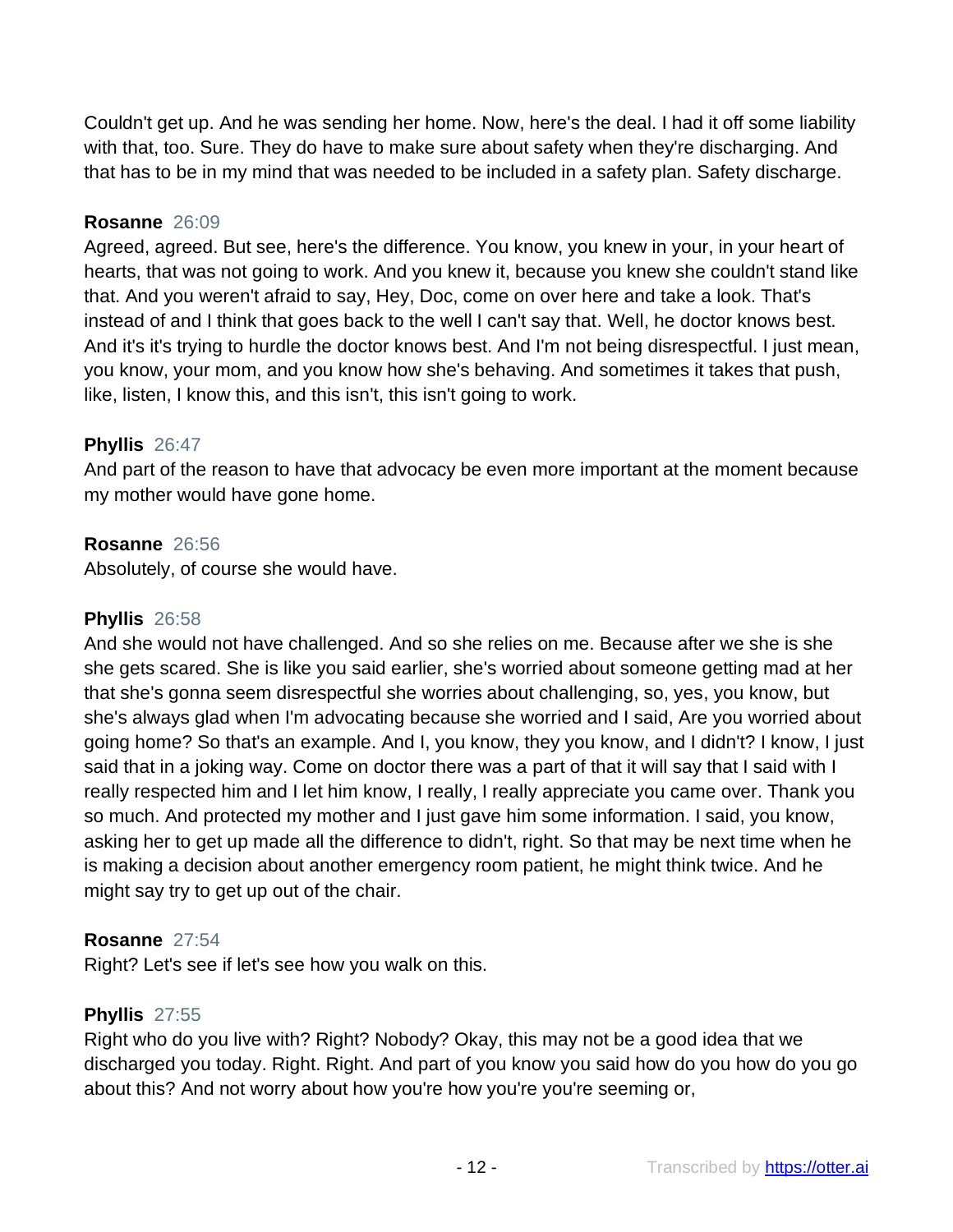Couldn't get up. And he was sending her home. Now, here's the deal. I had it off some liability with that, too. Sure. They do have to make sure about safety when they're discharging. And that has to be in my mind that was needed to be included in a safety plan. Safety discharge.

**Rosanne** 26:09
Agreed, agreed. But see, here's the difference. You know, you knew in your, in your heart of hearts, that was not going to work. And you knew it, because you knew she couldn't stand like that. And you weren't afraid to say, Hey, Doc, come on over here and take a look. That's instead of and I think that goes back to the well I can't say that. Well, he doctor knows best. And it's it's trying to hurdle the doctor knows best. And I'm not being disrespectful. I just mean, you know, your mom, and you know how she's behaving. And sometimes it takes that push, like, listen, I know this, and this isn't, this isn't going to work.

**Phyllis** 26:47
And part of the reason to have that advocacy be even more important at the moment because my mother would have gone home.

**Rosanne** 26:56
Absolutely, of course she would have.

**Phyllis** 26:58
And she would not have challenged. And so she relies on me. Because after we she is she she gets scared. She is like you said earlier, she's worried about someone getting mad at her that she's gonna seem disrespectful she worries about challenging, so, yes, you know, but she's always glad when I'm advocating because she worried and I said, Are you worried about going home? So that's an example. And I, you know, they you know, and I didn't? I know, I just said that in a joking way. Come on doctor there was a part of that it will say that I said with I really respected him and I let him know, I really, I really appreciate you came over. Thank you so much. And protected my mother and I just gave him some information. I said, you know, asking her to get up made all the difference to didn't, right. So that may be next time when he is making a decision about another emergency room patient, he might think twice. And he might say try to get up out of the chair.

**Rosanne** 27:54
Right? Let's see if let's see how you walk on this.

**Phyllis** 27:55
Right who do you live with? Right? Nobody? Okay, this may not be a good idea that we discharged you today. Right. Right. And part of you know you said how do you how do you go about this? And not worry about how you're how you're you're seeming or,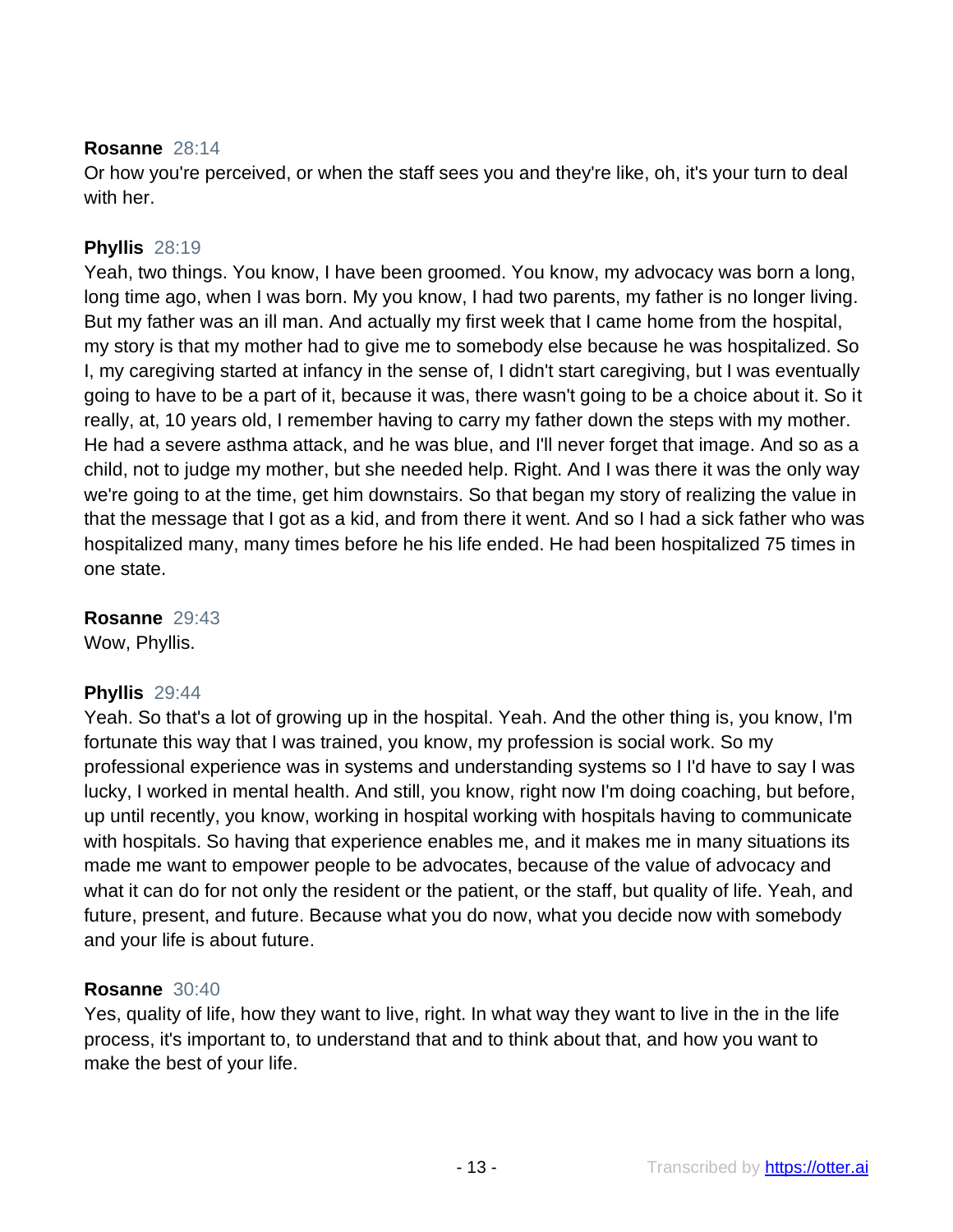**Rosanne** 28:14
Or how you're perceived, or when the staff sees you and they're like, oh, it's your turn to deal with her.

**Phyllis** 28:19
Yeah, two things. You know, I have been groomed. You know, my advocacy was born a long, long time ago, when I was born. My you know, I had two parents, my father is no longer living. But my father was an ill man. And actually my first week that I came home from the hospital, my story is that my mother had to give me to somebody else because he was hospitalized. So I, my caregiving started at infancy in the sense of, I didn't start caregiving, but I was eventually going to have to be a part of it, because it was, there wasn't going to be a choice about it. So it really, at, 10 years old, I remember having to carry my father down the steps with my mother. He had a severe asthma attack, and he was blue, and I'll never forget that image. And so as a child, not to judge my mother, but she needed help. Right. And I was there it was the only way we're going to at the time, get him downstairs. So that began my story of realizing the value in that the message that I got as a kid, and from there it went. And so I had a sick father who was hospitalized many, many times before he his life ended. He had been hospitalized 75 times in one state.

**Rosanne** 29:43
Wow, Phyllis.

**Phyllis** 29:44
Yeah. So that's a lot of growing up in the hospital. Yeah. And the other thing is, you know, I'm fortunate this way that I was trained, you know, my profession is social work. So my professional experience was in systems and understanding systems so I I'd have to say I was lucky, I worked in mental health. And still, you know, right now I'm doing coaching, but before, up until recently, you know, working in hospital working with hospitals having to communicate with hospitals. So having that experience enables me, and it makes me in many situations its made me want to empower people to be advocates, because of the value of advocacy and what it can do for not only the resident or the patient, or the staff, but quality of life. Yeah, and future, present, and future. Because what you do now, what you decide now with somebody and your life is about future.

**Rosanne** 30:40
Yes, quality of life, how they want to live, right. In what way they want to live in the in the life process, it's important to, to understand that and to think about that, and how you want to make the best of your life.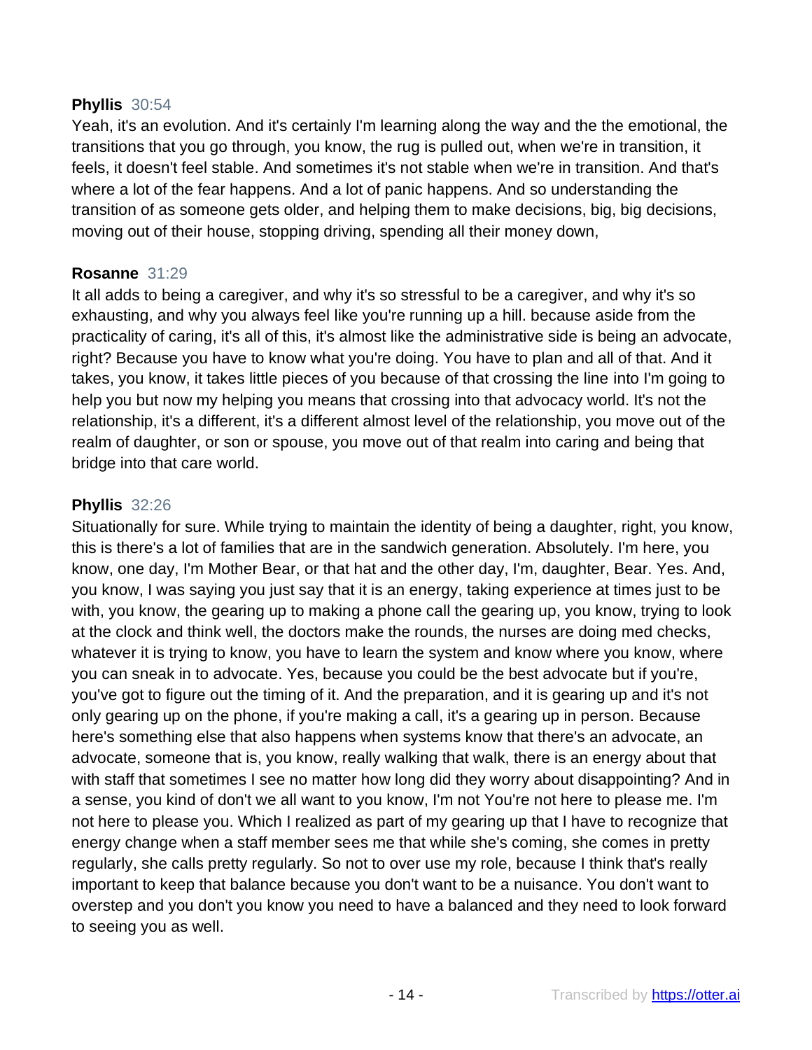**Phyllis** 30:54
Yeah, it's an evolution. And it's certainly I'm learning along the way and the the emotional, the transitions that you go through, you know, the rug is pulled out, when we're in transition, it feels, it doesn't feel stable. And sometimes it's not stable when we're in transition. And that's where a lot of the fear happens. And a lot of panic happens. And so understanding the transition of as someone gets older, and helping them to make decisions, big, big decisions, moving out of their house, stopping driving, spending all their money down,

**Rosanne** 31:29
It all adds to being a caregiver, and why it's so stressful to be a caregiver, and why it's so exhausting, and why you always feel like you're running up a hill. because aside from the practicality of caring, it's all of this, it's almost like the administrative side is being an advocate, right? Because you have to know what you're doing. You have to plan and all of that. And it takes, you know, it takes little pieces of you because of that crossing the line into I'm going to help you but now my helping you means that crossing into that advocacy world. It's not the relationship, it's a different, it's a different almost level of the relationship, you move out of the realm of daughter, or son or spouse, you move out of that realm into caring and being that bridge into that care world.

**Phyllis** 32:26
Situationally for sure. While trying to maintain the identity of being a daughter, right, you know, this is there's a lot of families that are in the sandwich generation. Absolutely. I'm here, you know, one day, I'm Mother Bear, or that hat and the other day, I'm, daughter, Bear. Yes. And, you know, I was saying you just say that it is an energy, taking experience at times just to be with, you know, the gearing up to making a phone call the gearing up, you know, trying to look at the clock and think well, the doctors make the rounds, the nurses are doing med checks, whatever it is trying to know, you have to learn the system and know where you know, where you can sneak in to advocate. Yes, because you could be the best advocate but if you're, you've got to figure out the timing of it. And the preparation, and it is gearing up and it's not only gearing up on the phone, if you're making a call, it's a gearing up in person. Because here's something else that also happens when systems know that there's an advocate, an advocate, someone that is, you know, really walking that walk, there is an energy about that with staff that sometimes I see no matter how long did they worry about disappointing? And in a sense, you kind of don't we all want to you know, I'm not You're not here to please me. I'm not here to please you. Which I realized as part of my gearing up that I have to recognize that energy change when a staff member sees me that while she's coming, she comes in pretty regularly, she calls pretty regularly. So not to over use my role, because I think that's really important to keep that balance because you don't want to be a nuisance. You don't want to overstep and you don't you know you need to have a balanced and they need to look forward to seeing you as well.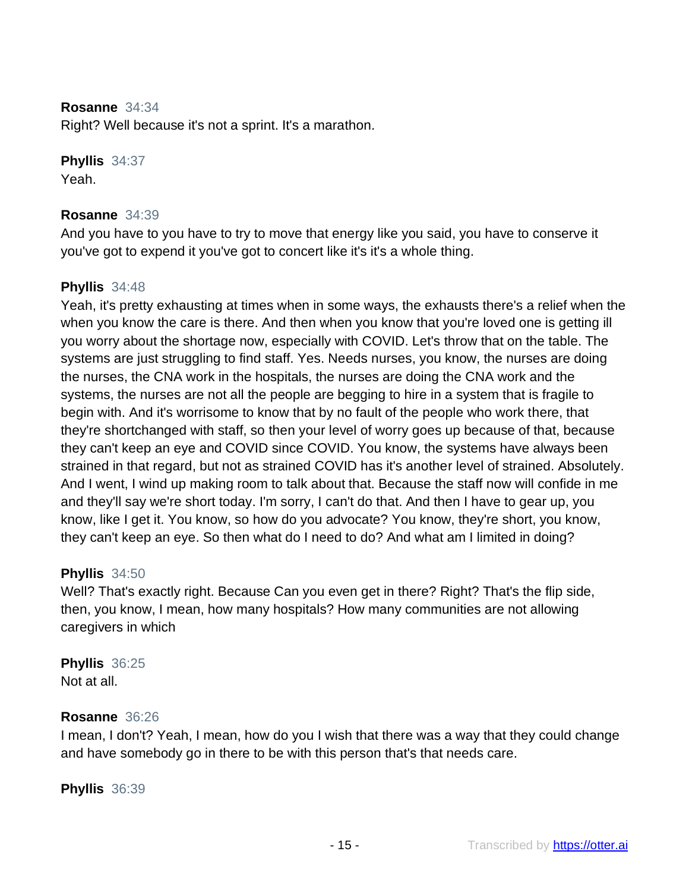**Rosanne** 34:34
Right? Well because it's not a sprint. It's a marathon.

**Phyllis** 34:37
Yeah.

**Rosanne** 34:39
And you have to you have to try to move that energy like you said, you have to conserve it you've got to expend it you've got to concert like it's it's a whole thing.

**Phyllis** 34:48
Yeah, it's pretty exhausting at times when in some ways, the exhausts there's a relief when the when you know the care is there. And then when you know that you're loved one is getting ill you worry about the shortage now, especially with COVID. Let's throw that on the table. The systems are just struggling to find staff. Yes. Needs nurses, you know, the nurses are doing the nurses, the CNA work in the hospitals, the nurses are doing the CNA work and the systems, the nurses are not all the people are begging to hire in a system that is fragile to begin with. And it's worrisome to know that by no fault of the people who work there, that they're shortchanged with staff, so then your level of worry goes up because of that, because they can't keep an eye and COVID since COVID. You know, the systems have always been strained in that regard, but not as strained COVID has it's another level of strained. Absolutely. And I went, I wind up making room to talk about that. Because the staff now will confide in me and they'll say we're short today. I'm sorry, I can't do that. And then I have to gear up, you know, like I get it. You know, so how do you advocate? You know, they're short, you know, they can't keep an eye. So then what do I need to do? And what am I limited in doing?

**Phyllis** 34:50
Well? That's exactly right. Because Can you even get in there? Right? That's the flip side, then, you know, I mean, how many hospitals? How many communities are not allowing caregivers in which

**Phyllis** 36:25
Not at all.

**Rosanne** 36:26
I mean, I don't? Yeah, I mean, how do you I wish that there was a way that they could change and have somebody go in there to be with this person that's that needs care.

**Phyllis** 36:39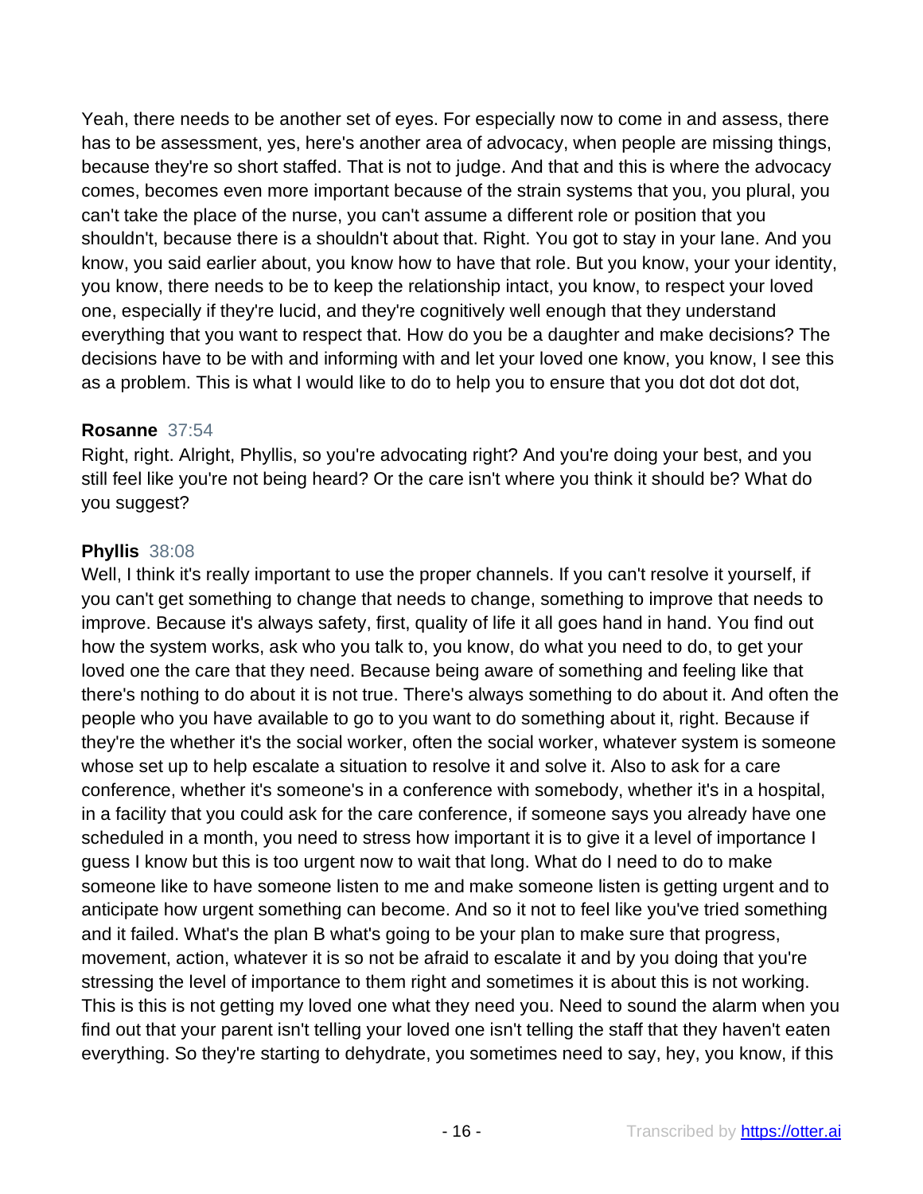Yeah, there needs to be another set of eyes. For especially now to come in and assess, there has to be assessment, yes, here's another area of advocacy, when people are missing things, because they're so short staffed. That is not to judge. And that and this is where the advocacy comes, becomes even more important because of the strain systems that you, you plural, you can't take the place of the nurse, you can't assume a different role or position that you shouldn't, because there is a shouldn't about that. Right. You got to stay in your lane. And you know, you said earlier about, you know how to have that role. But you know, your your identity, you know, there needs to be to keep the relationship intact, you know, to respect your loved one, especially if they're lucid, and they're cognitively well enough that they understand everything that you want to respect that. How do you be a daughter and make decisions? The decisions have to be with and informing with and let your loved one know, you know, I see this as a problem. This is what I would like to do to help you to ensure that you dot dot dot dot,

**Rosanne** 37:54
Right, right. Alright, Phyllis, so you're advocating right? And you're doing your best, and you still feel like you're not being heard? Or the care isn't where you think it should be? What do you suggest?

**Phyllis** 38:08
Well, I think it's really important to use the proper channels. If you can't resolve it yourself, if you can't get something to change that needs to change, something to improve that needs to improve. Because it's always safety, first, quality of life it all goes hand in hand. You find out how the system works, ask who you talk to, you know, do what you need to do, to get your loved one the care that they need. Because being aware of something and feeling like that there's nothing to do about it is not true. There's always something to do about it. And often the people who you have available to go to you want to do something about it, right. Because if they're the whether it's the social worker, often the social worker, whatever system is someone whose set up to help escalate a situation to resolve it and solve it. Also to ask for a care conference, whether it's someone's in a conference with somebody, whether it's in a hospital, in a facility that you could ask for the care conference, if someone says you already have one scheduled in a month, you need to stress how important it is to give it a level of importance I guess I know but this is too urgent now to wait that long. What do I need to do to make someone like to have someone listen to me and make someone listen is getting urgent and to anticipate how urgent something can become. And so it not to feel like you've tried something and it failed. What's the plan B what's going to be your plan to make sure that progress, movement, action, whatever it is so not be afraid to escalate it and by you doing that you're stressing the level of importance to them right and sometimes it is about this is not working. This is this is not getting my loved one what they need you. Need to sound the alarm when you find out that your parent isn't telling your loved one isn't telling the staff that they haven't eaten everything. So they're starting to dehydrate, you sometimes need to say, hey, you know, if this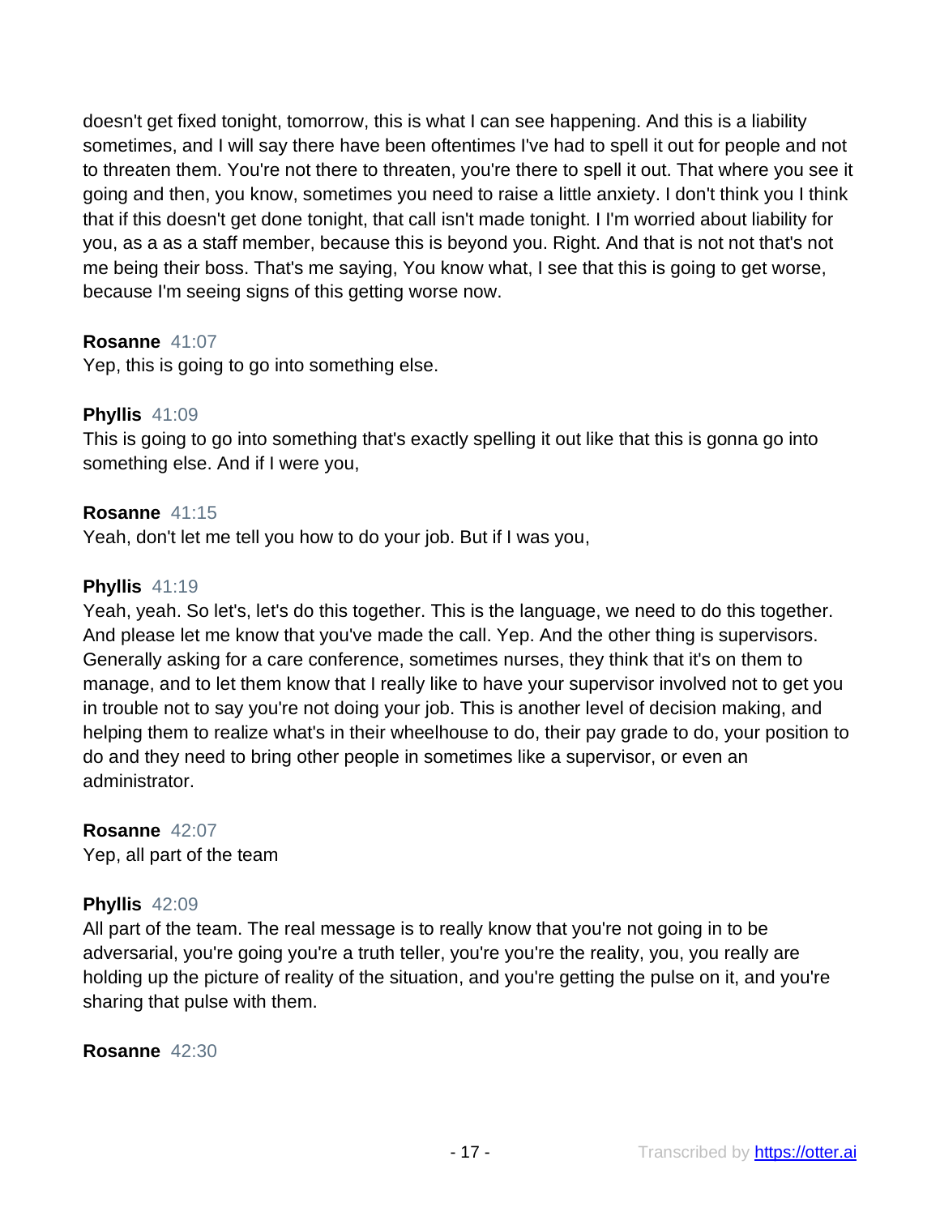doesn't get fixed tonight, tomorrow, this is what I can see happening. And this is a liability sometimes, and I will say there have been oftentimes I've had to spell it out for people and not to threaten them. You're not there to threaten, you're there to spell it out. That where you see it going and then, you know, sometimes you need to raise a little anxiety. I don't think you I think that if this doesn't get done tonight, that call isn't made tonight. I I'm worried about liability for you, as a as a staff member, because this is beyond you. Right. And that is not not that's not me being their boss. That's me saying, You know what, I see that this is going to get worse, because I'm seeing signs of this getting worse now.

**Rosanne** 41:07
Yep, this is going to go into something else.

**Phyllis** 41:09
This is going to go into something that's exactly spelling it out like that this is gonna go into something else. And if I were you,

**Rosanne** 41:15
Yeah, don't let me tell you how to do your job. But if I was you,

**Phyllis** 41:19
Yeah, yeah. So let's, let's do this together. This is the language, we need to do this together. And please let me know that you've made the call. Yep. And the other thing is supervisors. Generally asking for a care conference, sometimes nurses, they think that it's on them to manage, and to let them know that I really like to have your supervisor involved not to get you in trouble not to say you're not doing your job. This is another level of decision making, and helping them to realize what's in their wheelhouse to do, their pay grade to do, your position to do and they need to bring other people in sometimes like a supervisor, or even an administrator.

**Rosanne** 42:07
Yep, all part of the team

**Phyllis** 42:09
All part of the team. The real message is to really know that you're not going in to be adversarial, you're going you're a truth teller, you're you're the reality, you, you really are holding up the picture of reality of the situation, and you're getting the pulse on it, and you're sharing that pulse with them.

**Rosanne** 42:30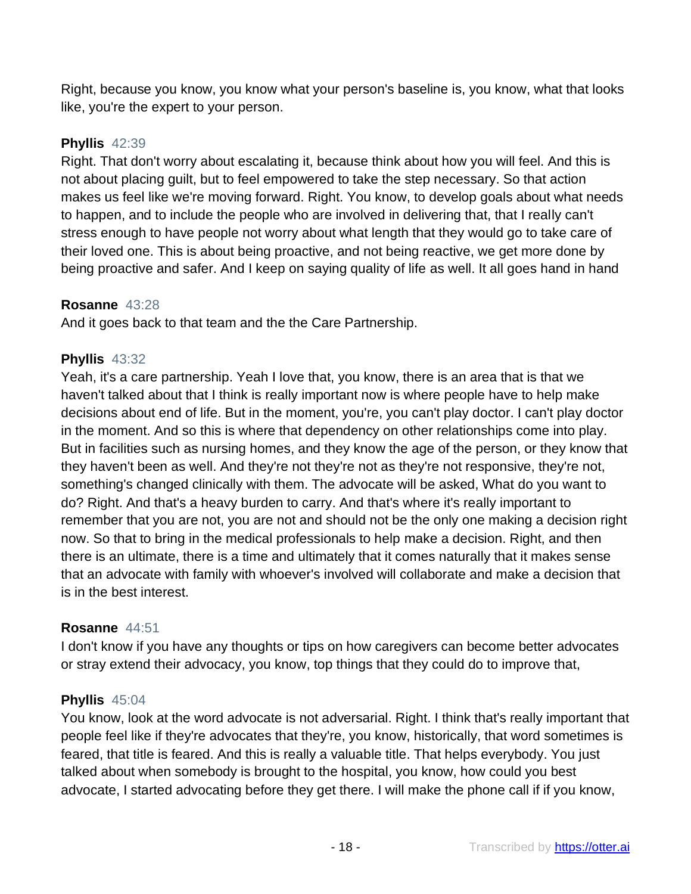Right, because you know, you know what your person's baseline is, you know, what that looks like, you're the expert to your person.

**Phyllis** 42:39
Right. That don't worry about escalating it, because think about how you will feel. And this is not about placing guilt, but to feel empowered to take the step necessary. So that action makes us feel like we're moving forward. Right. You know, to develop goals about what needs to happen, and to include the people who are involved in delivering that, that I really can't stress enough to have people not worry about what length that they would go to take care of their loved one. This is about being proactive, and not being reactive, we get more done by being proactive and safer. And I keep on saying quality of life as well. It all goes hand in hand

**Rosanne** 43:28
And it goes back to that team and the the Care Partnership.

**Phyllis** 43:32
Yeah, it's a care partnership. Yeah I love that, you know, there is an area that is that we haven't talked about that I think is really important now is where people have to help make decisions about end of life. But in the moment, you're, you can't play doctor. I can't play doctor in the moment. And so this is where that dependency on other relationships come into play. But in facilities such as nursing homes, and they know the age of the person, or they know that they haven't been as well. And they're not they're not as they're not responsive, they're not, something's changed clinically with them. The advocate will be asked, What do you want to do? Right. And that's a heavy burden to carry. And that's where it's really important to remember that you are not, you are not and should not be the only one making a decision right now. So that to bring in the medical professionals to help make a decision. Right, and then there is an ultimate, there is a time and ultimately that it comes naturally that it makes sense that an advocate with family with whoever's involved will collaborate and make a decision that is in the best interest.

**Rosanne** 44:51
I don't know if you have any thoughts or tips on how caregivers can become better advocates or stray extend their advocacy, you know, top things that they could do to improve that,

**Phyllis** 45:04
You know, look at the word advocate is not adversarial. Right. I think that's really important that people feel like if they're advocates that they're, you know, historically, that word sometimes is feared, that title is feared. And this is really a valuable title. That helps everybody. You just talked about when somebody is brought to the hospital, you know, how could you best advocate, I started advocating before they get there. I will make the phone call if if you know,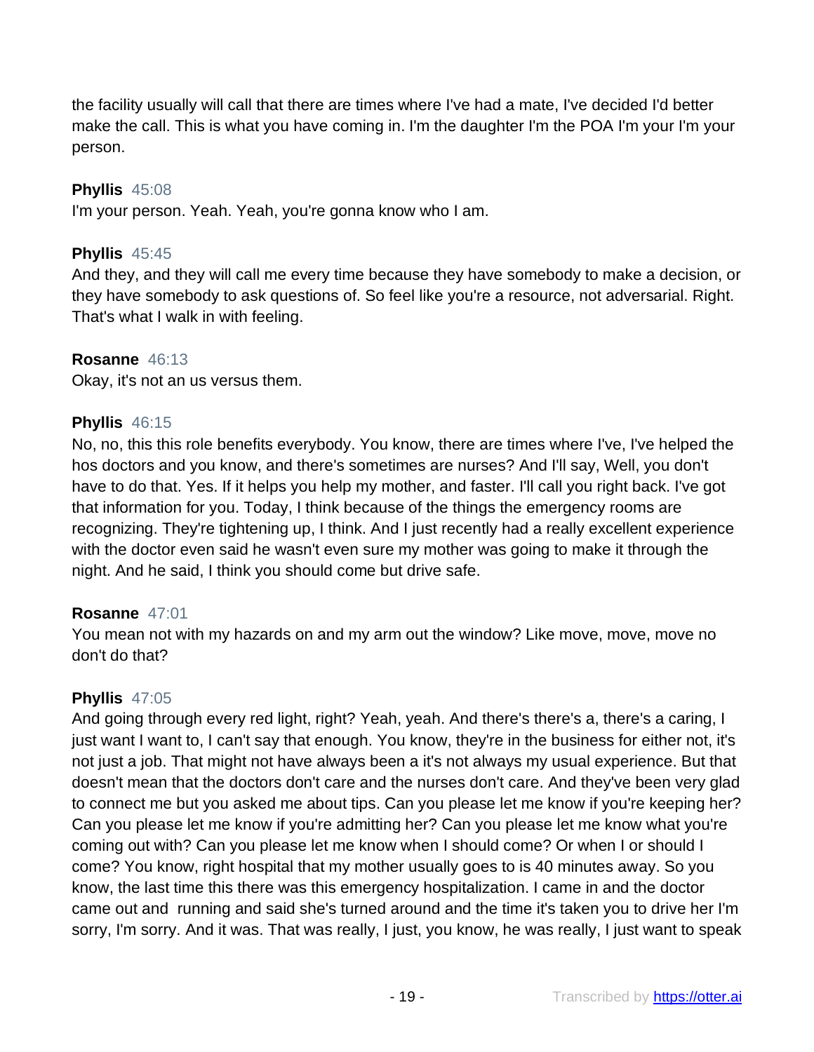the facility usually will call that there are times where I've had a mate, I've decided I'd better make the call. This is what you have coming in. I'm the daughter I'm the POA I'm your I'm your person.

**Phyllis** 45:08
I'm your person. Yeah. Yeah, you're gonna know who I am.

**Phyllis** 45:45
And they, and they will call me every time because they have somebody to make a decision, or they have somebody to ask questions of. So feel like you're a resource, not adversarial. Right. That's what I walk in with feeling.

**Rosanne** 46:13
Okay, it's not an us versus them.

**Phyllis** 46:15
No, no, this this role benefits everybody. You know, there are times where I've, I've helped the hos doctors and you know, and there's sometimes are nurses? And I'll say, Well, you don't have to do that. Yes. If it helps you help my mother, and faster. I'll call you right back. I've got that information for you. Today, I think because of the things the emergency rooms are recognizing. They're tightening up, I think. And I just recently had a really excellent experience with the doctor even said he wasn't even sure my mother was going to make it through the night. And he said, I think you should come but drive safe.

**Rosanne** 47:01
You mean not with my hazards on and my arm out the window? Like move, move, move no don't do that?

**Phyllis** 47:05
And going through every red light, right? Yeah, yeah. And there's there's a, there's a caring, I just want I want to, I can't say that enough. You know, they're in the business for either not, it's not just a job. That might not have always been a it's not always my usual experience. But that doesn't mean that the doctors don't care and the nurses don't care. And they've been very glad to connect me but you asked me about tips. Can you please let me know if you're keeping her? Can you please let me know if you're admitting her? Can you please let me know what you're coming out with? Can you please let me know when I should come? Or when I or should I come? You know, right hospital that my mother usually goes to is 40 minutes away. So you know, the last time this there was this emergency hospitalization. I came in and the doctor came out and running and said she's turned around and the time it's taken you to drive her I'm sorry, I'm sorry. And it was. That was really, I just, you know, he was really, I just want to speak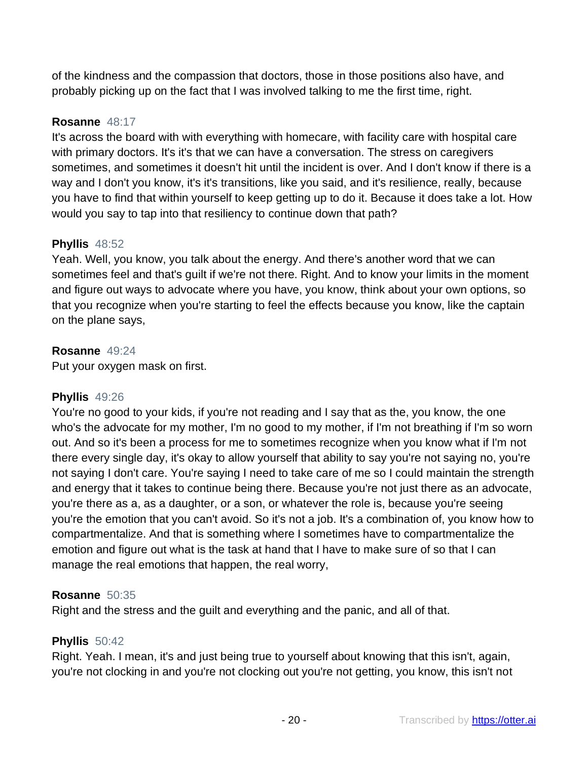of the kindness and the compassion that doctors, those in those positions also have, and probably picking up on the fact that I was involved talking to me the first time, right.

**Rosanne** 48:17
It's across the board with with everything with homecare, with facility care with hospital care with primary doctors. It's it's that we can have a conversation. The stress on caregivers sometimes, and sometimes it doesn't hit until the incident is over. And I don't know if there is a way and I don't you know, it's it's transitions, like you said, and it's resilience, really, because you have to find that within yourself to keep getting up to do it. Because it does take a lot. How would you say to tap into that resiliency to continue down that path?

**Phyllis** 48:52
Yeah. Well, you know, you talk about the energy. And there's another word that we can sometimes feel and that's guilt if we're not there. Right. And to know your limits in the moment and figure out ways to advocate where you have, you know, think about your own options, so that you recognize when you're starting to feel the effects because you know, like the captain on the plane says,

**Rosanne** 49:24
Put your oxygen mask on first.

**Phyllis** 49:26
You're no good to your kids, if you're not reading and I say that as the, you know, the one who's the advocate for my mother, I'm no good to my mother, if I'm not breathing if I'm so worn out. And so it's been a process for me to sometimes recognize when you know what if I'm not there every single day, it's okay to allow yourself that ability to say you're not saying no, you're not saying I don't care. You're saying I need to take care of me so I could maintain the strength and energy that it takes to continue being there. Because you're not just there as an advocate, you're there as a, as a daughter, or a son, or whatever the role is, because you're seeing you're the emotion that you can't avoid. So it's not a job. It's a combination of, you know how to compartmentalize. And that is something where I sometimes have to compartmentalize the emotion and figure out what is the task at hand that I have to make sure of so that I can manage the real emotions that happen, the real worry,

**Rosanne** 50:35
Right and the stress and the guilt and everything and the panic, and all of that.

**Phyllis** 50:42
Right. Yeah. I mean, it's and just being true to yourself about knowing that this isn't, again, you're not clocking in and you're not clocking out you're not getting, you know, this isn't not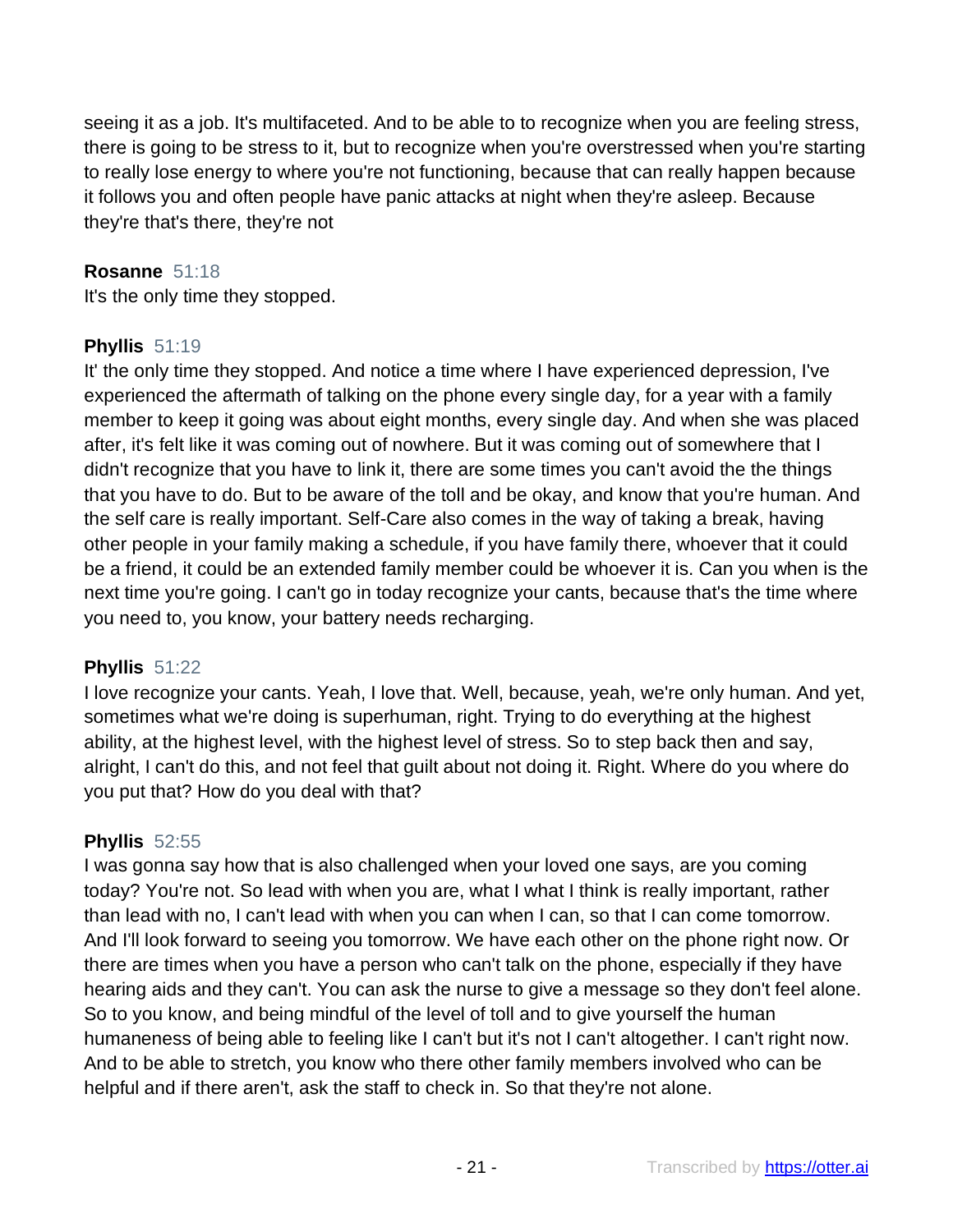seeing it as a job. It's multifaceted. And to be able to to recognize when you are feeling stress, there is going to be stress to it, but to recognize when you're overstressed when you're starting to really lose energy to where you're not functioning, because that can really happen because it follows you and often people have panic attacks at night when they're asleep. Because they're that's there, they're not

**Rosanne** 51:18
It's the only time they stopped.

**Phyllis** 51:19
It' the only time they stopped. And notice a time where I have experienced depression, I've experienced the aftermath of talking on the phone every single day, for a year with a family member to keep it going was about eight months, every single day. And when she was placed after, it's felt like it was coming out of nowhere. But it was coming out of somewhere that I didn't recognize that you have to link it, there are some times you can't avoid the the things that you have to do. But to be aware of the toll and be okay, and know that you're human. And the self care is really important. Self-Care also comes in the way of taking a break, having other people in your family making a schedule, if you have family there, whoever that it could be a friend, it could be an extended family member could be whoever it is. Can you when is the next time you're going. I can't go in today recognize your cants, because that's the time where you need to, you know, your battery needs recharging.

**Phyllis** 51:22
I love recognize your cants. Yeah, I love that. Well, because, yeah, we're only human. And yet, sometimes what we're doing is superhuman, right. Trying to do everything at the highest ability, at the highest level, with the highest level of stress. So to step back then and say, alright, I can't do this, and not feel that guilt about not doing it. Right. Where do you where do you put that? How do you deal with that?

**Phyllis** 52:55
I was gonna say how that is also challenged when your loved one says, are you coming today? You're not. So lead with when you are, what I what I think is really important, rather than lead with no, I can't lead with when you can when I can, so that I can come tomorrow. And I'll look forward to seeing you tomorrow. We have each other on the phone right now. Or there are times when you have a person who can't talk on the phone, especially if they have hearing aids and they can't. You can ask the nurse to give a message so they don't feel alone. So to you know, and being mindful of the level of toll and to give yourself the human humaneness of being able to feeling like I can't but it's not I can't altogether. I can't right now. And to be able to stretch, you know who there other family members involved who can be helpful and if there aren't, ask the staff to check in. So that they're not alone.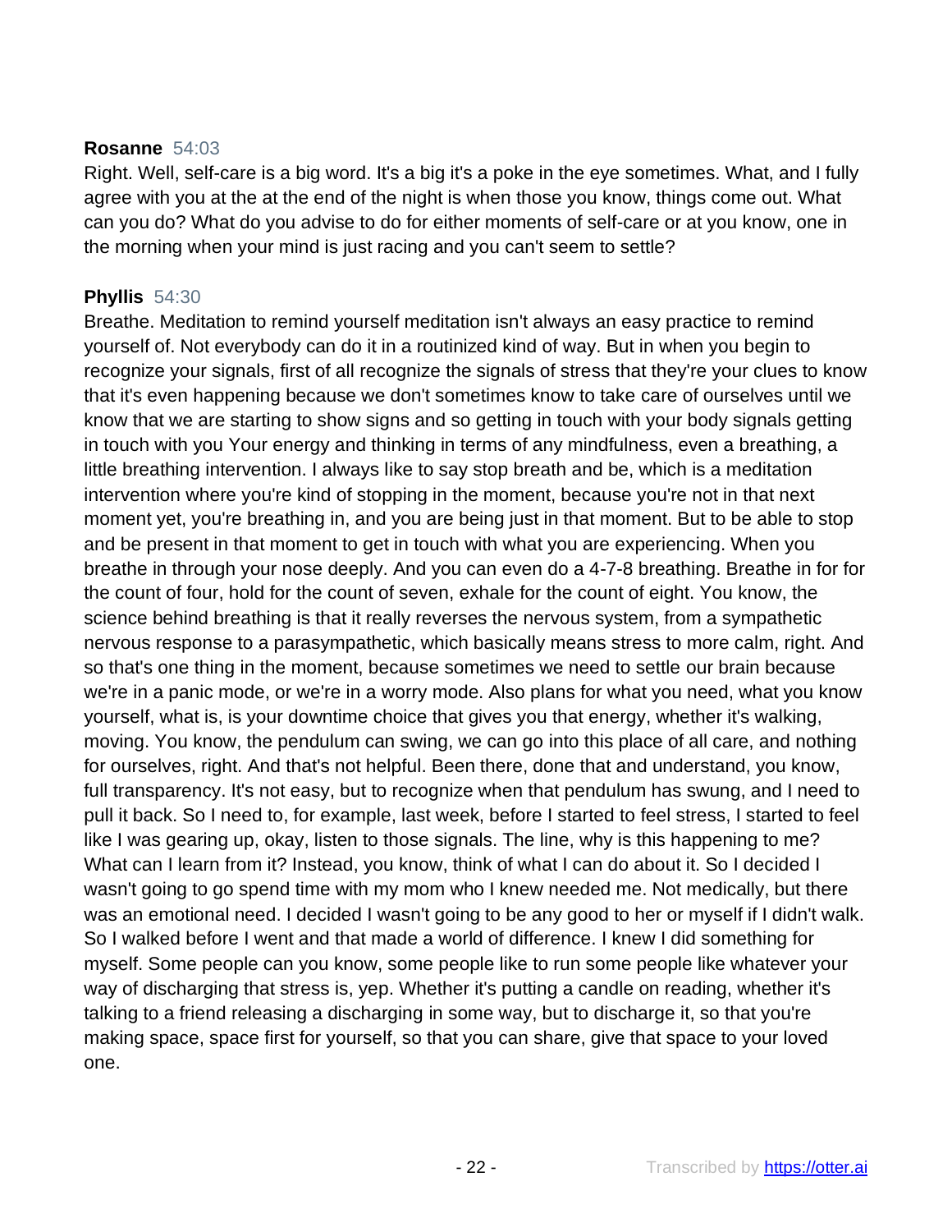**Rosanne** 54:03
Right. Well, self-care is a big word. It's a big it's a poke in the eye sometimes. What, and I fully agree with you at the at the end of the night is when those you know, things come out. What can you do? What do you advise to do for either moments of self-care or at you know, one in the morning when your mind is just racing and you can't seem to settle?

**Phyllis** 54:30
Breathe. Meditation to remind yourself meditation isn't always an easy practice to remind yourself of. Not everybody can do it in a routinized kind of way. But in when you begin to recognize your signals, first of all recognize the signals of stress that they're your clues to know that it's even happening because we don't sometimes know to take care of ourselves until we know that we are starting to show signs and so getting in touch with your body signals getting in touch with you Your energy and thinking in terms of any mindfulness, even a breathing, a little breathing intervention. I always like to say stop breath and be, which is a meditation intervention where you're kind of stopping in the moment, because you're not in that next moment yet, you're breathing in, and you are being just in that moment. But to be able to stop and be present in that moment to get in touch with what you are experiencing. When you breathe in through your nose deeply. And you can even do a 4-7-8 breathing. Breathe in for for the count of four, hold for the count of seven, exhale for the count of eight. You know, the science behind breathing is that it really reverses the nervous system, from a sympathetic nervous response to a parasympathetic, which basically means stress to more calm, right. And so that's one thing in the moment, because sometimes we need to settle our brain because we're in a panic mode, or we're in a worry mode. Also plans for what you need, what you know yourself, what is, is your downtime choice that gives you that energy, whether it's walking, moving. You know, the pendulum can swing, we can go into this place of all care, and nothing for ourselves, right. And that's not helpful. Been there, done that and understand, you know, full transparency. It's not easy, but to recognize when that pendulum has swung, and I need to pull it back. So I need to, for example, last week, before I started to feel stress, I started to feel like I was gearing up, okay, listen to those signals. The line, why is this happening to me? What can I learn from it? Instead, you know, think of what I can do about it. So I decided I wasn't going to go spend time with my mom who I knew needed me. Not medically, but there was an emotional need. I decided I wasn't going to be any good to her or myself if I didn't walk. So I walked before I went and that made a world of difference. I knew I did something for myself. Some people can you know, some people like to run some people like whatever your way of discharging that stress is, yep. Whether it's putting a candle on reading, whether it's talking to a friend releasing a discharging in some way, but to discharge it, so that you're making space, space first for yourself, so that you can share, give that space to your loved one.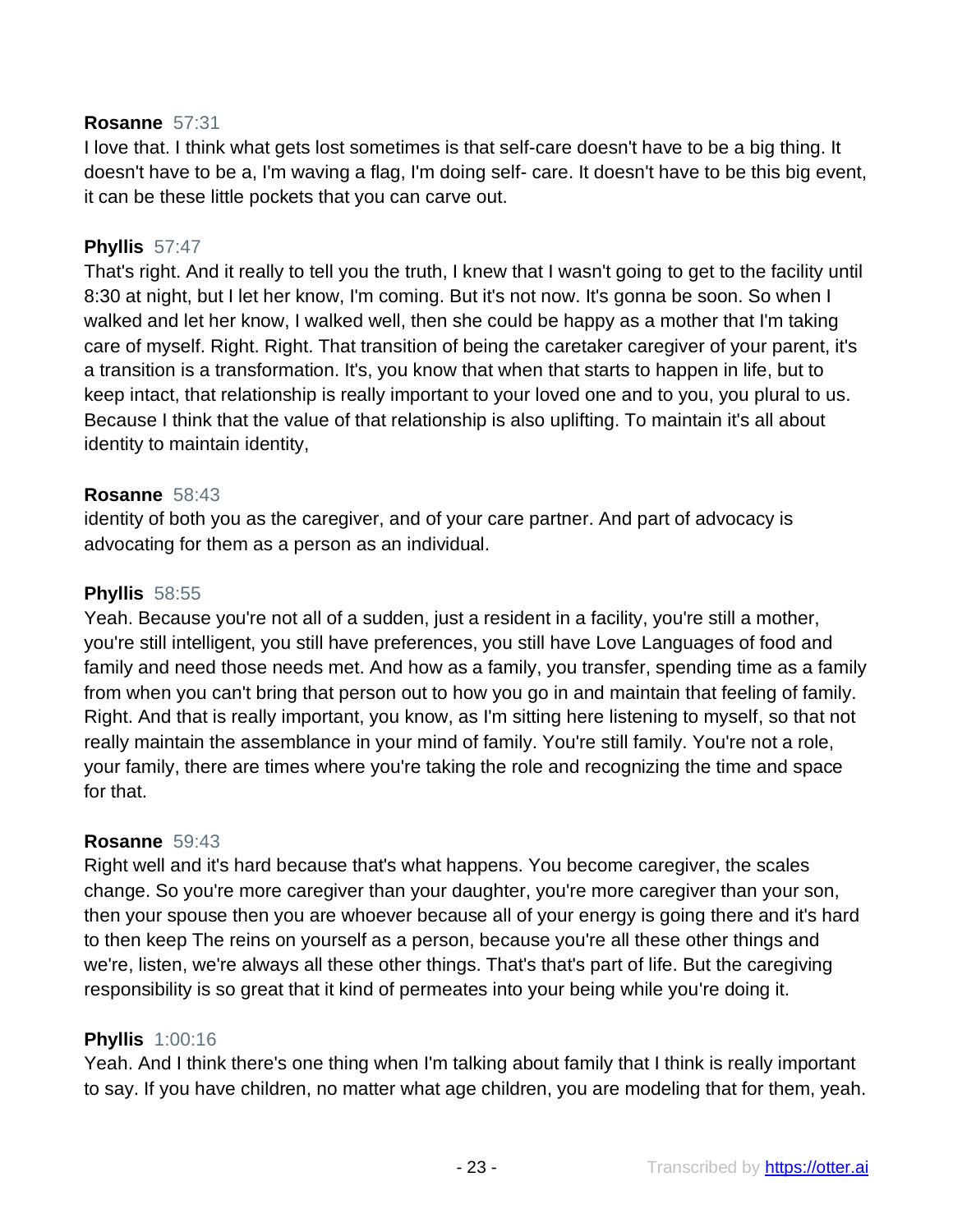**Rosanne** 57:31
I love that. I think what gets lost sometimes is that self-care doesn't have to be a big thing. It doesn't have to be a, I'm waving a flag, I'm doing self- care. It doesn't have to be this big event, it can be these little pockets that you can carve out.

**Phyllis** 57:47
That's right. And it really to tell you the truth, I knew that I wasn't going to get to the facility until 8:30 at night, but I let her know, I'm coming. But it's not now. It's gonna be soon. So when I walked and let her know, I walked well, then she could be happy as a mother that I'm taking care of myself. Right. Right. That transition of being the caretaker caregiver of your parent, it's a transition is a transformation. It's, you know that when that starts to happen in life, but to keep intact, that relationship is really important to your loved one and to you, you plural to us. Because I think that the value of that relationship is also uplifting. To maintain it's all about identity to maintain identity,

**Rosanne** 58:43
identity of both you as the caregiver, and of your care partner. And part of advocacy is advocating for them as a person as an individual.

**Phyllis** 58:55
Yeah. Because you're not all of a sudden, just a resident in a facility, you're still a mother, you're still intelligent, you still have preferences, you still have Love Languages of food and family and need those needs met. And how as a family, you transfer, spending time as a family from when you can't bring that person out to how you go in and maintain that feeling of family. Right. And that is really important, you know, as I'm sitting here listening to myself, so that not really maintain the assemblance in your mind of family. You're still family. You're not a role, your family, there are times where you're taking the role and recognizing the time and space for that.

**Rosanne** 59:43
Right well and it's hard because that's what happens. You become caregiver, the scales change. So you're more caregiver than your daughter, you're more caregiver than your son, then your spouse then you are whoever because all of your energy is going there and it's hard to then keep The reins on yourself as a person, because you're all these other things and we're, listen, we're always all these other things. That's that's part of life. But the caregiving responsibility is so great that it kind of permeates into your being while you're doing it.

**Phyllis** 1:00:16
Yeah. And I think there's one thing when I'm talking about family that I think is really important to say. If you have children, no matter what age children, you are modeling that for them, yeah.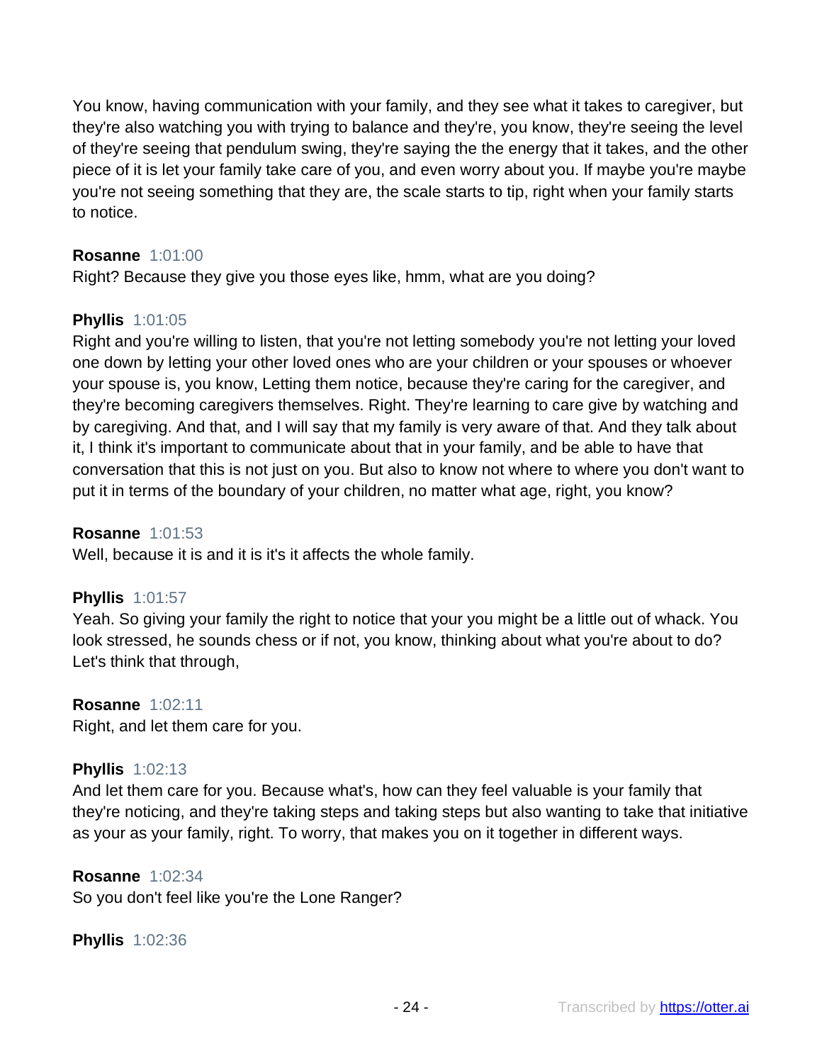You know, having communication with your family, and they see what it takes to caregiver, but they're also watching you with trying to balance and they're, you know, they're seeing the level of they're seeing that pendulum swing, they're saying the the energy that it takes, and the other piece of it is let your family take care of you, and even worry about you. If maybe you're maybe you're not seeing something that they are, the scale starts to tip, right when your family starts to notice.

**Rosanne** 1:01:00
Right? Because they give you those eyes like, hmm, what are you doing?

**Phyllis** 1:01:05
Right and you're willing to listen, that you're not letting somebody you're not letting your loved one down by letting your other loved ones who are your children or your spouses or whoever your spouse is, you know, Letting them notice, because they're caring for the caregiver, and they're becoming caregivers themselves. Right. They're learning to care give by watching and by caregiving. And that, and I will say that my family is very aware of that. And they talk about it, I think it's important to communicate about that in your family, and be able to have that conversation that this is not just on you. But also to know not where to where you don't want to put it in terms of the boundary of your children, no matter what age, right, you know?

**Rosanne** 1:01:53
Well, because it is and it is it's it affects the whole family.

**Phyllis** 1:01:57
Yeah. So giving your family the right to notice that your you might be a little out of whack. You look stressed, he sounds chess or if not, you know, thinking about what you're about to do? Let's think that through,

**Rosanne** 1:02:11
Right, and let them care for you.

**Phyllis** 1:02:13
And let them care for you. Because what's, how can they feel valuable is your family that they're noticing, and they're taking steps and taking steps but also wanting to take that initiative as your as your family, right. To worry, that makes you on it together in different ways.

**Rosanne** 1:02:34
So you don't feel like you're the Lone Ranger?

**Phyllis** 1:02:36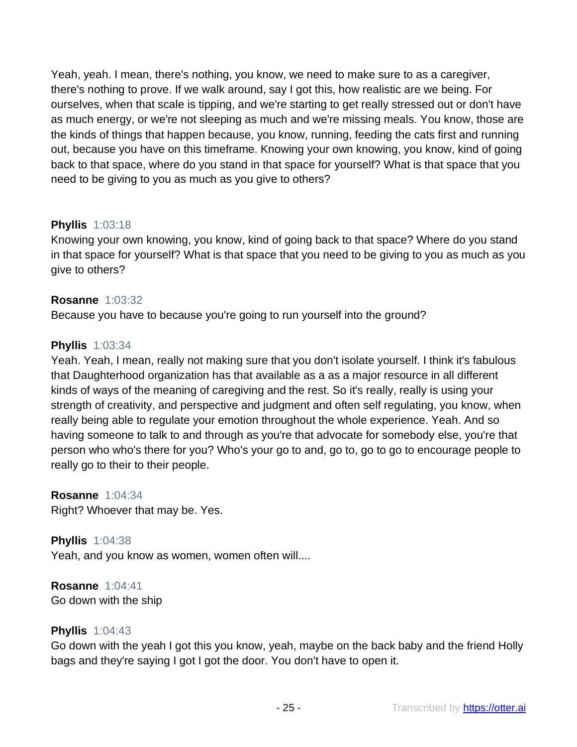Yeah, yeah. I mean, there's nothing, you know, we need to make sure to as a caregiver, there's nothing to prove. If we walk around, say I got this, how realistic are we being. For ourselves, when that scale is tipping, and we're starting to get really stressed out or don't have as much energy, or we're not sleeping as much and we're missing meals. You know, those are the kinds of things that happen because, you know, running, feeding the cats first and running out, because you have on this timeframe. Knowing your own knowing, you know, kind of going back to that space, where do you stand in that space for yourself? What is that space that you need to be giving to you as much as you give to others?

**Phyllis** 1:03:18
Knowing your own knowing, you know, kind of going back to that space? Where do you stand in that space for yourself? What is that space that you need to be giving to you as much as you give to others?

**Rosanne** 1:03:32
Because you have to because you're going to run yourself into the ground?

**Phyllis** 1:03:34
Yeah. Yeah, I mean, really not making sure that you don't isolate yourself. I think it's fabulous that Daughterhood organization has that available as a as a major resource in all different kinds of ways of the meaning of caregiving and the rest. So it's really, really is using your strength of creativity, and perspective and judgment and often self regulating, you know, when really being able to regulate your emotion throughout the whole experience. Yeah. And so having someone to talk to and through as you're that advocate for somebody else, you're that person who who's there for you? Who's your go to and, go to, go to go to encourage people to really go to their to their people.

**Rosanne** 1:04:34
Right? Whoever that may be. Yes.

**Phyllis** 1:04:38
Yeah, and you know as women, women often will....

**Rosanne** 1:04:41
Go down with the ship

**Phyllis** 1:04:43
Go down with the yeah I got this you know, yeah, maybe on the back baby and the friend Holly bags and they're saying I got I got the door. You don't have to open it.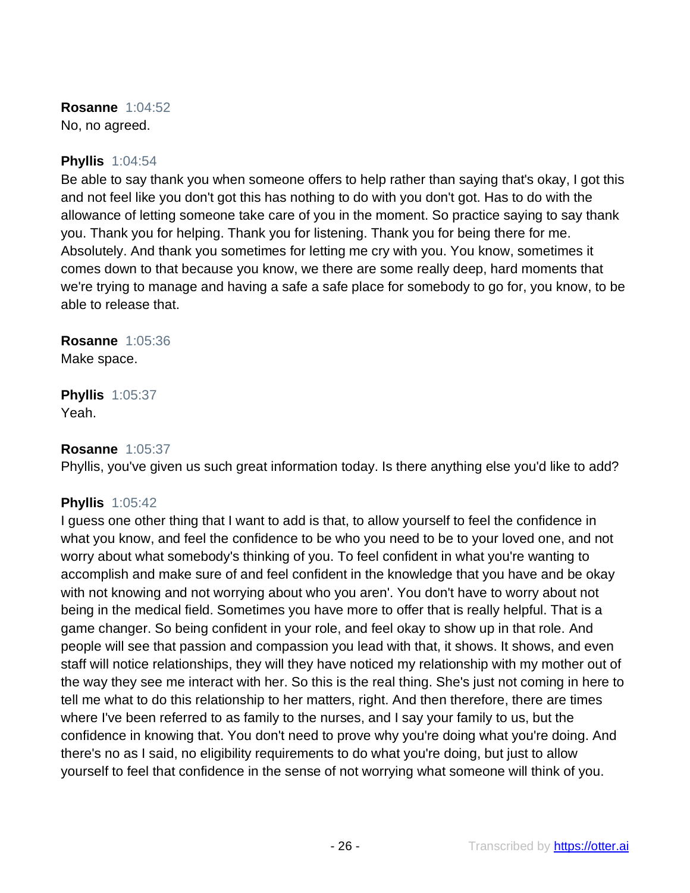**Rosanne** 1:04:52
No, no agreed.

**Phyllis** 1:04:54
Be able to say thank you when someone offers to help rather than saying that's okay, I got this and not feel like you don't got this has nothing to do with you don't got. Has to do with the allowance of letting someone take care of you in the moment. So practice saying to say thank you. Thank you for helping. Thank you for listening. Thank you for being there for me. Absolutely. And thank you sometimes for letting me cry with you. You know, sometimes it comes down to that because you know, we there are some really deep, hard moments that we're trying to manage and having a safe a safe place for somebody to go for, you know, to be able to release that.

**Rosanne** 1:05:36
Make space.

**Phyllis** 1:05:37
Yeah.

**Rosanne** 1:05:37
Phyllis, you've given us such great information today. Is there anything else you'd like to add?

**Phyllis** 1:05:42
I guess one other thing that I want to add is that, to allow yourself to feel the confidence in what you know, and feel the confidence to be who you need to be to your loved one, and not worry about what somebody's thinking of you. To feel confident in what you're wanting to accomplish and make sure of and feel confident in the knowledge that you have and be okay with not knowing and not worrying about who you aren'. You don't have to worry about not being in the medical field. Sometimes you have more to offer that is really helpful. That is a game changer. So being confident in your role, and feel okay to show up in that role. And people will see that passion and compassion you lead with that, it shows. It shows, and even staff will notice relationships, they will they have noticed my relationship with my mother out of the way they see me interact with her. So this is the real thing. She's just not coming in here to tell me what to do this relationship to her matters, right. And then therefore, there are times where I've been referred to as family to the nurses, and I say your family to us, but the confidence in knowing that. You don't need to prove why you're doing what you're doing. And there's no as I said, no eligibility requirements to do what you're doing, but just to allow yourself to feel that confidence in the sense of not worrying what someone will think of you.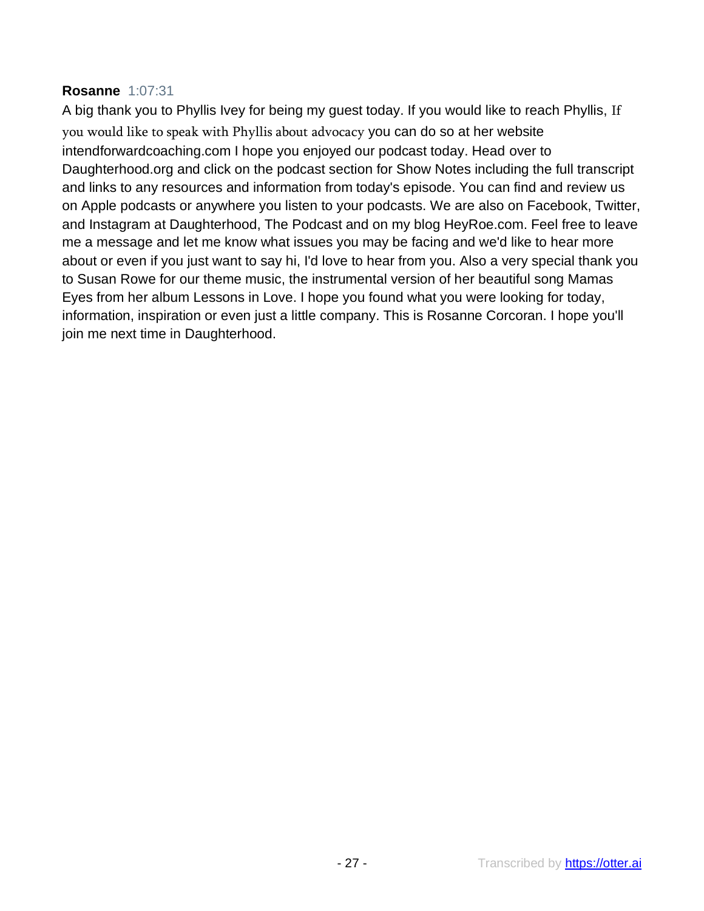**Rosanne** 1:07:31

A big thank you to Phyllis Ivey for being my guest today. If you would like to reach Phyllis, If you would like to speak with Phyllis about advocacy you can do so at her website intendforwardcoaching.com I hope you enjoyed our podcast today. Head over to Daughterhood.org and click on the podcast section for Show Notes including the full transcript and links to any resources and information from today's episode. You can find and review us on Apple podcasts or anywhere you listen to your podcasts. We are also on Facebook, Twitter, and Instagram at Daughterhood, The Podcast and on my blog HeyRoe.com. Feel free to leave me a message and let me know what issues you may be facing and we'd like to hear more about or even if you just want to say hi, I'd love to hear from you. Also a very special thank you to Susan Rowe for our theme music, the instrumental version of her beautiful song Mamas Eyes from her album Lessons in Love. I hope you found what you were looking for today, information, inspiration or even just a little company. This is Rosanne Corcoran. I hope you'll join me next time in Daughterhood.